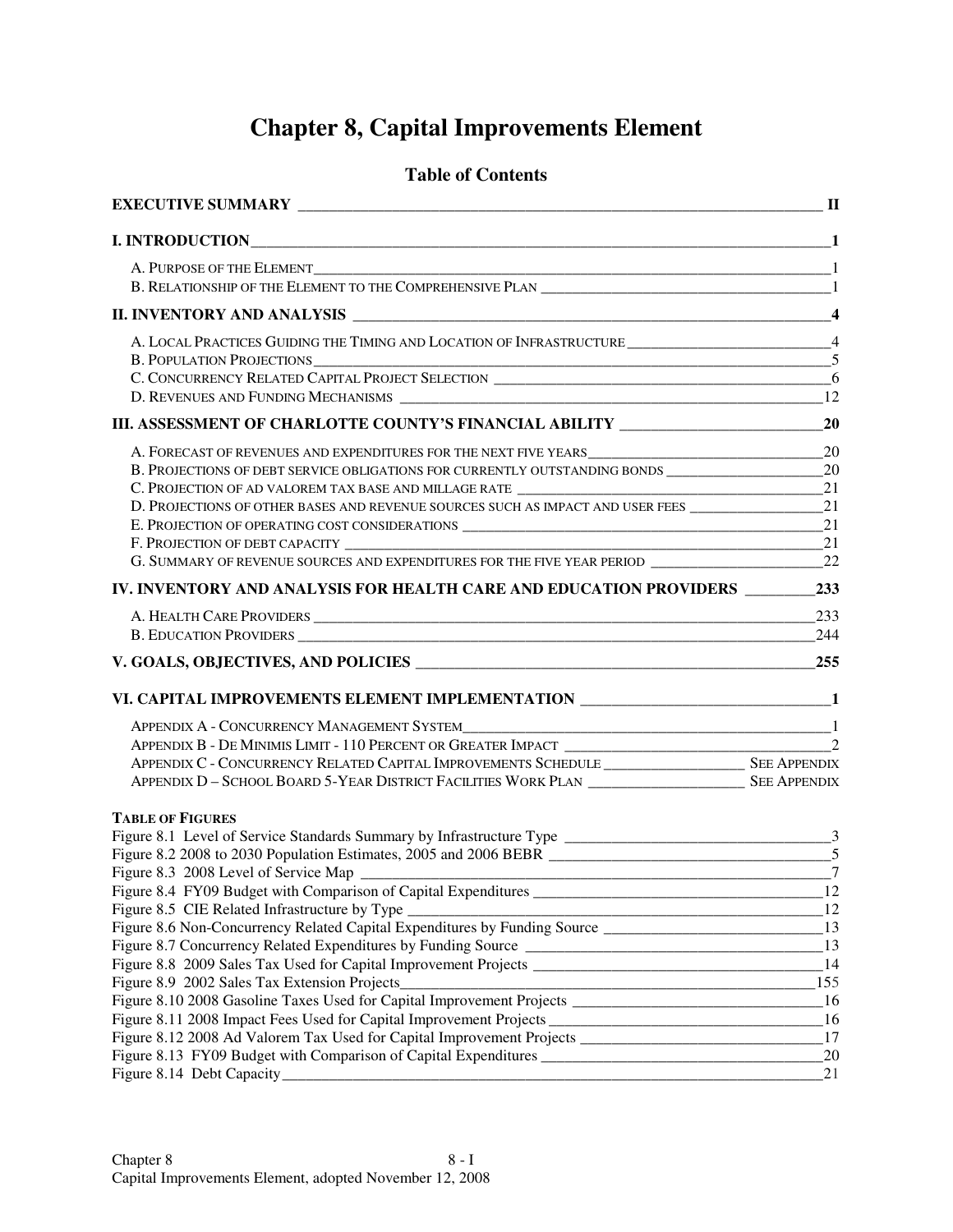# Chapter 8, Capital Improvements Element

## Table of Contents

**EXECUTIVE SUMMARY** ______ **II**

**I. INTRODUCTION** ______ **1**

- A. Purpose of the Element ______ 1
- B. Relationship of the Element to the Comprehensive Plan ______ 1

**II. INVENTORY AND ANALYSIS** ______ **4**

- A. Local Practices Guiding the Timing and Location of Infrastructure ______ 4
- B. Population Projections ______ 5
- C. Concurrency Related Capital Project Selection ______ 6
- D. Revenues and Funding Mechanisms ______ 12

**III. ASSESSMENT OF CHARLOTTE COUNTY'S FINANCIAL ABILITY** ______ **20**

- A. Forecast of revenues and expenditures for the next five years ______ 20
- B. Projections of debt service obligations for currently outstanding bonds ______ 20
- C. Projection of ad valorem tax base and millage rate ______ 21
- D. Projections of other bases and revenue sources such as impact and user fees ______ 21
- E. Projection of operating cost considerations ______ 21
- F. Projection of debt capacity ______ 21
- G. Summary of revenue sources and expenditures for the five year period ______ 22

**IV. INVENTORY AND ANALYSIS FOR HEALTH CARE AND EDUCATION PROVIDERS** ______ **233**

- A. Health Care Providers ______ 233
- B. Education Providers ______ 244

**V. GOALS, OBJECTIVES, AND POLICIES** ______ **255**

**VI. CAPITAL IMPROVEMENTS ELEMENT IMPLEMENTATION** ______ **1**

- Appendix A - Concurrency Management System ______ 1
- Appendix B - De Minimis Limit - 110 Percent or Greater Impact ______ 2
- Appendix C - Concurrency Related Capital Improvements Schedule ______ See Appendix
- Appendix D – School Board 5-Year District Facilities Work Plan ______ See Appendix

**Table of Figures**

- Figure 8.1 Level of Service Standards Summary by Infrastructure Type ______ 3
- Figure 8.2 2008 to 2030 Population Estimates, 2005 and 2006 BEBR ______ 5
- Figure 8.3 2008 Level of Service Map ______ 7
- Figure 8.4 FY09 Budget with Comparison of Capital Expenditures ______ 12
- Figure 8.5 CIE Related Infrastructure by Type ______ 12
- Figure 8.6 Non-Concurrency Related Capital Expenditures by Funding Source ______ 13
- Figure 8.7 Concurrency Related Expenditures by Funding Source ______ 13
- Figure 8.8 2009 Sales Tax Used for Capital Improvement Projects ______ 14
- Figure 8.9 2002 Sales Tax Extension Projects ______ 155
- Figure 8.10 2008 Gasoline Taxes Used for Capital Improvement Projects ______ 16
- Figure 8.11 2008 Impact Fees Used for Capital Improvement Projects ______ 16
- Figure 8.12 2008 Ad Valorem Tax Used for Capital Improvement Projects ______ 17
- Figure 8.13 FY09 Budget with Comparison of Capital Expenditures ______ 20
- Figure 8.14 Debt Capacity ______ 21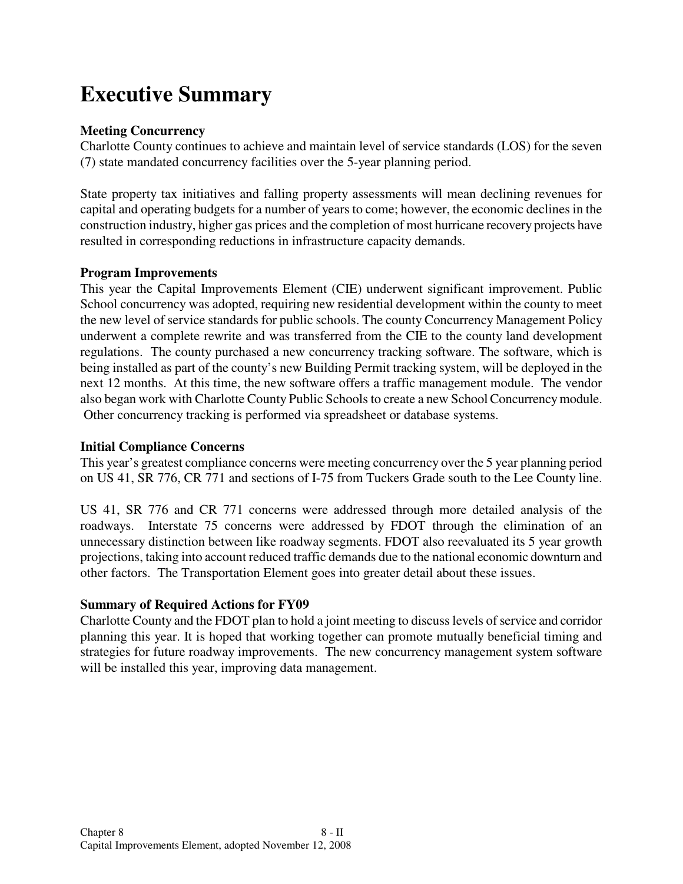# Executive Summary

**Meeting Concurrency**
Charlotte County continues to achieve and maintain level of service standards (LOS) for the seven (7) state mandated concurrency facilities over the 5-year planning period.

State property tax initiatives and falling property assessments will mean declining revenues for capital and operating budgets for a number of years to come; however, the economic declines in the construction industry, higher gas prices and the completion of most hurricane recovery projects have resulted in corresponding reductions in infrastructure capacity demands.

**Program Improvements**
This year the Capital Improvements Element (CIE) underwent significant improvement. Public School concurrency was adopted, requiring new residential development within the county to meet the new level of service standards for public schools. The county Concurrency Management Policy underwent a complete rewrite and was transferred from the CIE to the county land development regulations. The county purchased a new concurrency tracking software. The software, which is being installed as part of the county's new Building Permit tracking system, will be deployed in the next 12 months. At this time, the new software offers a traffic management module. The vendor also began work with Charlotte County Public Schools to create a new School Concurrency module. Other concurrency tracking is performed via spreadsheet or database systems.

**Initial Compliance Concerns**
This year's greatest compliance concerns were meeting concurrency over the 5 year planning period on US 41, SR 776, CR 771 and sections of I-75 from Tuckers Grade south to the Lee County line.

US 41, SR 776 and CR 771 concerns were addressed through more detailed analysis of the roadways. Interstate 75 concerns were addressed by FDOT through the elimination of an unnecessary distinction between like roadway segments. FDOT also reevaluated its 5 year growth projections, taking into account reduced traffic demands due to the national economic downturn and other factors. The Transportation Element goes into greater detail about these issues.

**Summary of Required Actions for FY09**
Charlotte County and the FDOT plan to hold a joint meeting to discuss levels of service and corridor planning this year. It is hoped that working together can promote mutually beneficial timing and strategies for future roadway improvements. The new concurrency management system software will be installed this year, improving data management.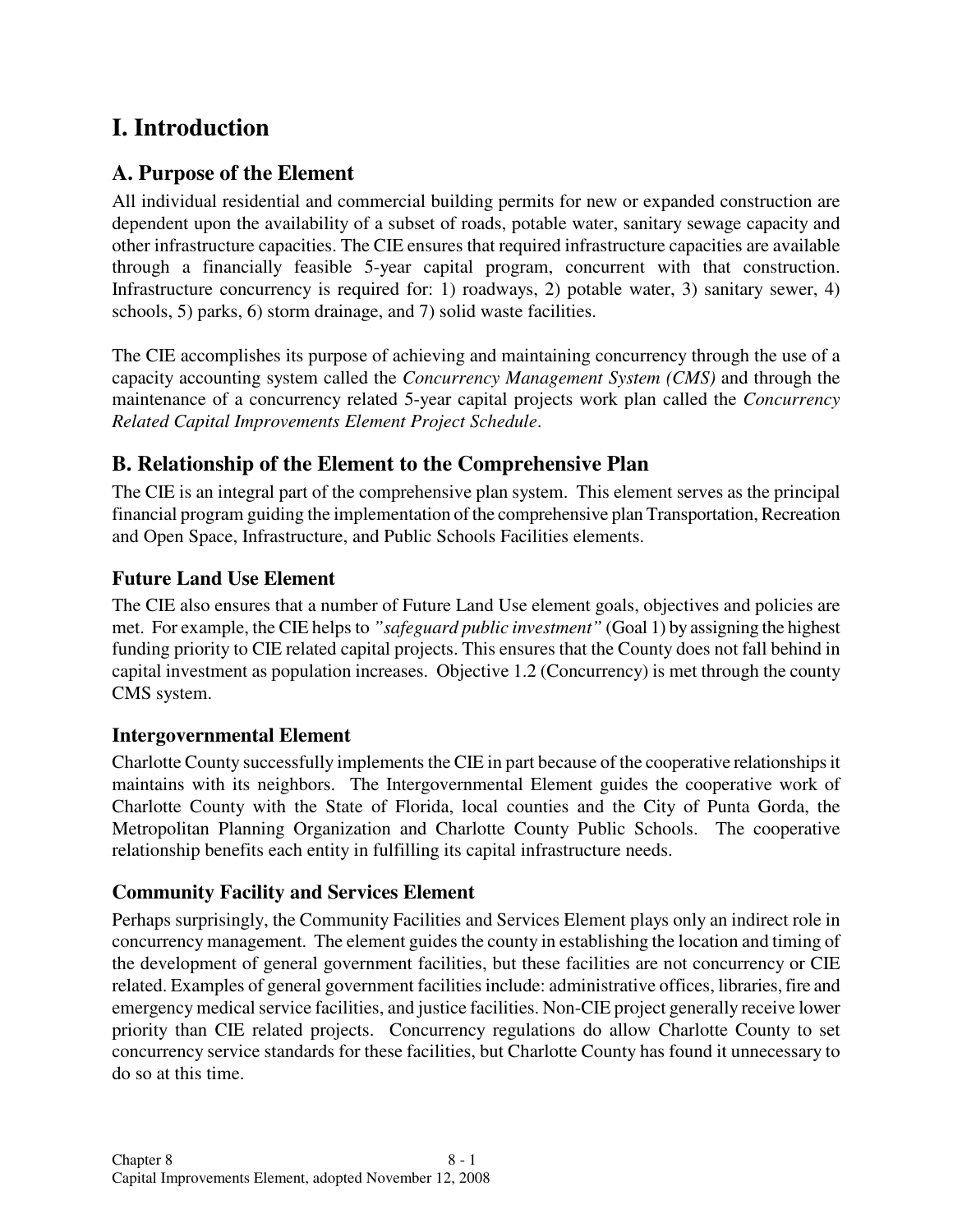# I. Introduction

## A. Purpose of the Element

All individual residential and commercial building permits for new or expanded construction are dependent upon the availability of a subset of roads, potable water, sanitary sewage capacity and other infrastructure capacities. The CIE ensures that required infrastructure capacities are available through a financially feasible 5-year capital program, concurrent with that construction. Infrastructure concurrency is required for: 1) roadways, 2) potable water, 3) sanitary sewer, 4) schools, 5) parks, 6) storm drainage, and 7) solid waste facilities.

The CIE accomplishes its purpose of achieving and maintaining concurrency through the use of a capacity accounting system called the *Concurrency Management System (CMS)* and through the maintenance of a concurrency related 5-year capital projects work plan called the *Concurrency Related Capital Improvements Element Project Schedule*.

## B. Relationship of the Element to the Comprehensive Plan

The CIE is an integral part of the comprehensive plan system. This element serves as the principal financial program guiding the implementation of the comprehensive plan Transportation, Recreation and Open Space, Infrastructure, and Public Schools Facilities elements.

### Future Land Use Element

The CIE also ensures that a number of Future Land Use element goals, objectives and policies are met. For example, the CIE helps to *"safeguard public investment"* (Goal 1) by assigning the highest funding priority to CIE related capital projects. This ensures that the County does not fall behind in capital investment as population increases. Objective 1.2 (Concurrency) is met through the county CMS system.

### Intergovernmental Element

Charlotte County successfully implements the CIE in part because of the cooperative relationships it maintains with its neighbors. The Intergovernmental Element guides the cooperative work of Charlotte County with the State of Florida, local counties and the City of Punta Gorda, the Metropolitan Planning Organization and Charlotte County Public Schools. The cooperative relationship benefits each entity in fulfilling its capital infrastructure needs.

### Community Facility and Services Element

Perhaps surprisingly, the Community Facilities and Services Element plays only an indirect role in concurrency management. The element guides the county in establishing the location and timing of the development of general government facilities, but these facilities are not concurrency or CIE related. Examples of general government facilities include: administrative offices, libraries, fire and emergency medical service facilities, and justice facilities. Non-CIE project generally receive lower priority than CIE related projects. Concurrency regulations do allow Charlotte County to set concurrency service standards for these facilities, but Charlotte County has found it unnecessary to do so at this time.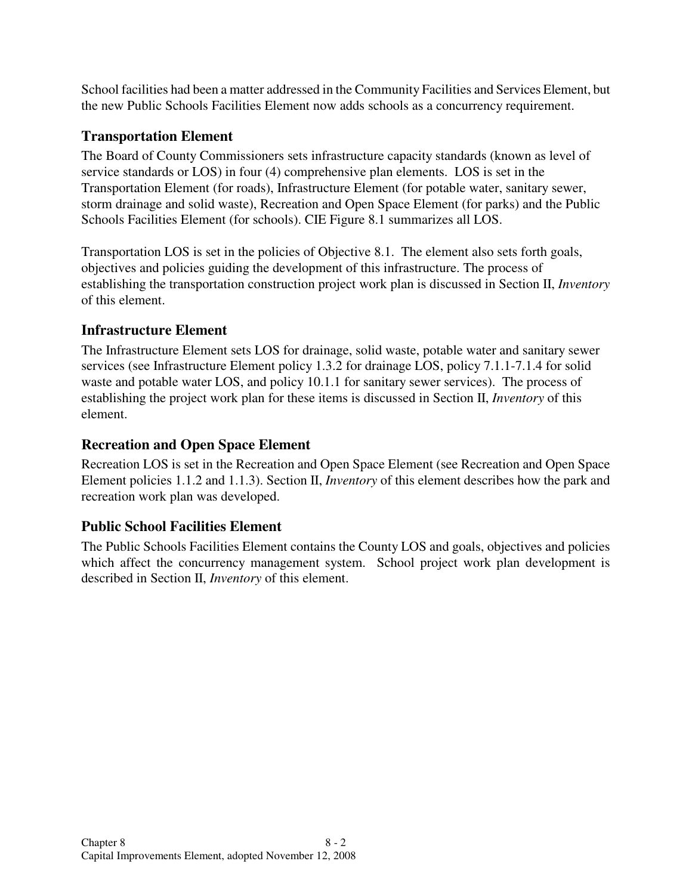School facilities had been a matter addressed in the Community Facilities and Services Element, but the new Public Schools Facilities Element now adds schools as a concurrency requirement.

## Transportation Element

The Board of County Commissioners sets infrastructure capacity standards (known as level of service standards or LOS) in four (4) comprehensive plan elements. LOS is set in the Transportation Element (for roads), Infrastructure Element (for potable water, sanitary sewer, storm drainage and solid waste), Recreation and Open Space Element (for parks) and the Public Schools Facilities Element (for schools). CIE Figure 8.1 summarizes all LOS.

Transportation LOS is set in the policies of Objective 8.1. The element also sets forth goals, objectives and policies guiding the development of this infrastructure. The process of establishing the transportation construction project work plan is discussed in Section II, *Inventory* of this element.

## Infrastructure Element

The Infrastructure Element sets LOS for drainage, solid waste, potable water and sanitary sewer services (see Infrastructure Element policy 1.3.2 for drainage LOS, policy 7.1.1-7.1.4 for solid waste and potable water LOS, and policy 10.1.1 for sanitary sewer services). The process of establishing the project work plan for these items is discussed in Section II, *Inventory* of this element.

## Recreation and Open Space Element

Recreation LOS is set in the Recreation and Open Space Element (see Recreation and Open Space Element policies 1.1.2 and 1.1.3). Section II, *Inventory* of this element describes how the park and recreation work plan was developed.

## Public School Facilities Element

The Public Schools Facilities Element contains the County LOS and goals, objectives and policies which affect the concurrency management system. School project work plan development is described in Section II, *Inventory* of this element.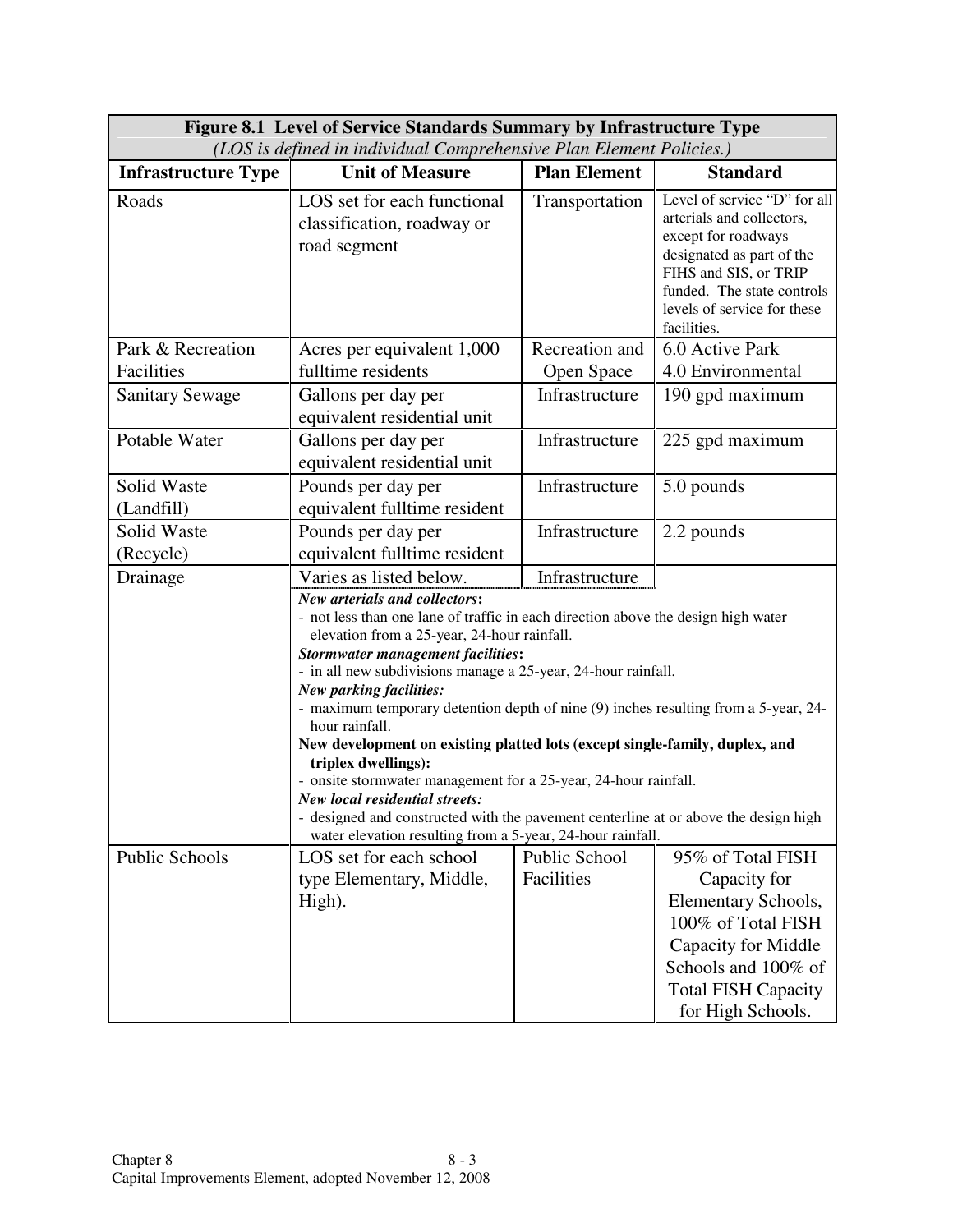**Figure 8.1 Level of Service Standards Summary by Infrastructure Type**

*(LOS is defined in individual Comprehensive Plan Element Policies.)*

| Infrastructure Type | Unit of Measure | Plan Element | Standard |
|---|---|---|---|
| Roads | LOS set for each functional classification, roadway or road segment | Transportation | Level of service "D" for all arterials and collectors, except for roadways designated as part of the FIHS and SIS, or TRIP funded. The state controls levels of service for these facilities. |
| Park & Recreation Facilities | Acres per equivalent 1,000 fulltime residents | Recreation and Open Space | 6.0 Active Park<br>4.0 Environmental |
| Sanitary Sewage | Gallons per day per equivalent residential unit | Infrastructure | 190 gpd maximum |
| Potable Water | Gallons per day per equivalent residential unit | Infrastructure | 225 gpd maximum |
| Solid Waste (Landfill) | Pounds per day per equivalent fulltime resident | Infrastructure | 5.0 pounds |
| Solid Waste (Recycle) | Pounds per day per equivalent fulltime resident | Infrastructure | 2.2 pounds |
| Drainage | Varies as listed below.<br>***New arterials and collectors*:**<br>- not less than one lane of traffic in each direction above the design high water elevation from a 25-year, 24-hour rainfall.<br>***Stormwater management facilities*:**<br>- in all new subdivisions manage a 25-year, 24-hour rainfall.<br>***New parking facilities:***<br>- maximum temporary detention depth of nine (9) inches resulting from a 5-year, 24-hour rainfall.<br>**New development on existing platted lots (except single-family, duplex, and triplex dwellings):**<br>- onsite stormwater management for a 25-year, 24-hour rainfall.<br>***New local residential streets:***<br>- designed and constructed with the pavement centerline at or above the design high water elevation resulting from a 5-year, 24-hour rainfall. | Infrastructure | |
| Public Schools | LOS set for each school type Elementary, Middle, High). | Public School Facilities | 95% of Total FISH Capacity for Elementary Schools, 100% of Total FISH Capacity for Middle Schools and 100% of Total FISH Capacity for High Schools. |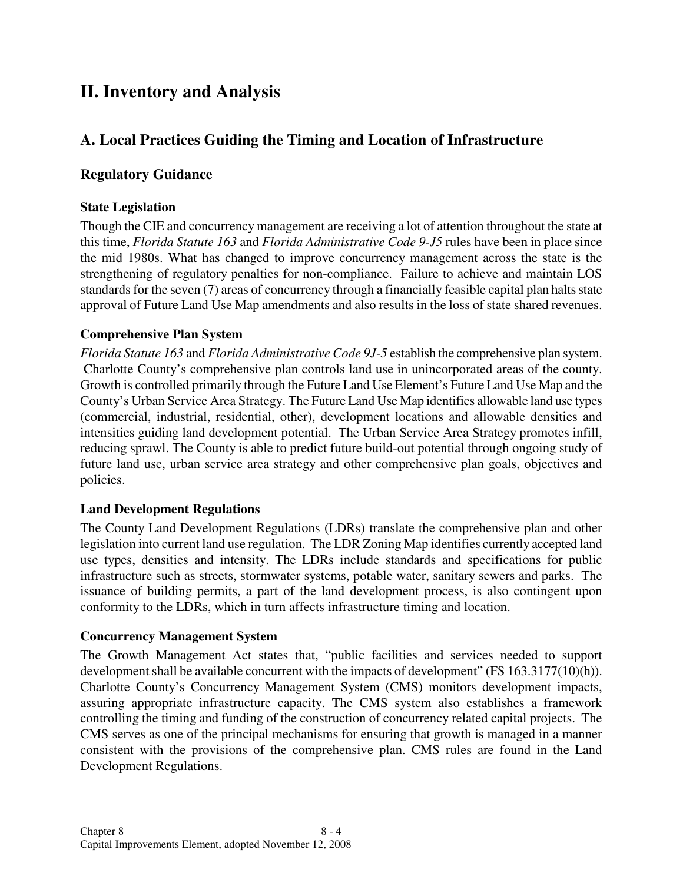# II. Inventory and Analysis

## A. Local Practices Guiding the Timing and Location of Infrastructure

### Regulatory Guidance

#### State Legislation

Though the CIE and concurrency management are receiving a lot of attention throughout the state at this time, *Florida Statute 163* and *Florida Administrative Code 9-J5* rules have been in place since the mid 1980s. What has changed to improve concurrency management across the state is the strengthening of regulatory penalties for non-compliance. Failure to achieve and maintain LOS standards for the seven (7) areas of concurrency through a financially feasible capital plan halts state approval of Future Land Use Map amendments and also results in the loss of state shared revenues.

#### Comprehensive Plan System

*Florida Statute 163* and *Florida Administrative Code 9J-5* establish the comprehensive plan system. Charlotte County's comprehensive plan controls land use in unincorporated areas of the county. Growth is controlled primarily through the Future Land Use Element's Future Land Use Map and the County's Urban Service Area Strategy. The Future Land Use Map identifies allowable land use types (commercial, industrial, residential, other), development locations and allowable densities and intensities guiding land development potential. The Urban Service Area Strategy promotes infill, reducing sprawl. The County is able to predict future build-out potential through ongoing study of future land use, urban service area strategy and other comprehensive plan goals, objectives and policies.

#### Land Development Regulations

The County Land Development Regulations (LDRs) translate the comprehensive plan and other legislation into current land use regulation. The LDR Zoning Map identifies currently accepted land use types, densities and intensity. The LDRs include standards and specifications for public infrastructure such as streets, stormwater systems, potable water, sanitary sewers and parks. The issuance of building permits, a part of the land development process, is also contingent upon conformity to the LDRs, which in turn affects infrastructure timing and location.

#### Concurrency Management System

The Growth Management Act states that, "public facilities and services needed to support development shall be available concurrent with the impacts of development" (FS 163.3177(10)(h)). Charlotte County's Concurrency Management System (CMS) monitors development impacts, assuring appropriate infrastructure capacity. The CMS system also establishes a framework controlling the timing and funding of the construction of concurrency related capital projects. The CMS serves as one of the principal mechanisms for ensuring that growth is managed in a manner consistent with the provisions of the comprehensive plan. CMS rules are found in the Land Development Regulations.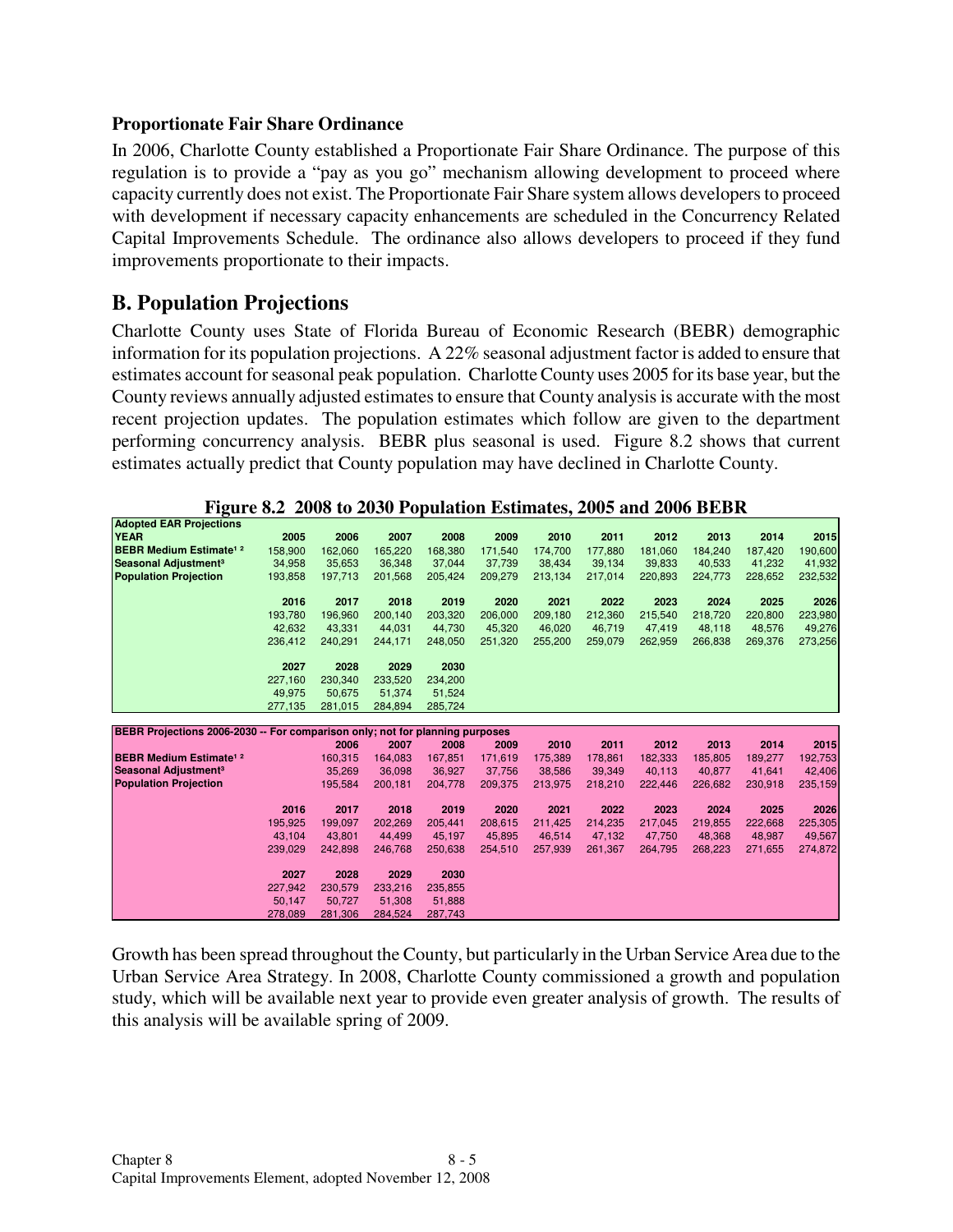### Proportionate Fair Share Ordinance

In 2006, Charlotte County established a Proportionate Fair Share Ordinance. The purpose of this regulation is to provide a "pay as you go" mechanism allowing development to proceed where capacity currently does not exist. The Proportionate Fair Share system allows developers to proceed with development if necessary capacity enhancements are scheduled in the Concurrency Related Capital Improvements Schedule. The ordinance also allows developers to proceed if they fund improvements proportionate to their impacts.

## B. Population Projections

Charlotte County uses State of Florida Bureau of Economic Research (BEBR) demographic information for its population projections. A 22% seasonal adjustment factor is added to ensure that estimates account for seasonal peak population. Charlotte County uses 2005 for its base year, but the County reviews annually adjusted estimates to ensure that County analysis is accurate with the most recent projection updates. The population estimates which follow are given to the department performing concurrency analysis. BEBR plus seasonal is used. Figure 8.2 shows that current estimates actually predict that County population may have declined in Charlotte County.

**Figure 8.2 2008 to 2030 Population Estimates, 2005 and 2006 BEBR**

| **Adopted EAR Projections** | | | | | | | | | | | |
|---|---|---|---|---|---|---|---|---|---|---|---|
| **YEAR** | **2005** | **2006** | **2007** | **2008** | **2009** | **2010** | **2011** | **2012** | **2013** | **2014** | **2015** |
| **BEBR Medium Estimate[1 2]** | 158,900 | 162,060 | 165,220 | 168,380 | 171,540 | 174,700 | 177,880 | 181,060 | 184,240 | 187,420 | 190,600 |
| **Seasonal Adjustment[3]** | 34,958 | 35,653 | 36,348 | 37,044 | 37,739 | 38,434 | 39,134 | 39,833 | 40,533 | 41,232 | 41,932 |
| **Population Projection** | 193,858 | 197,713 | 201,568 | 205,424 | 209,279 | 213,134 | 217,014 | 220,893 | 224,773 | 228,652 | 232,532 |
| | **2016** | **2017** | **2018** | **2019** | **2020** | **2021** | **2022** | **2023** | **2024** | **2025** | **2026** |
| | 193,780 | 196,960 | 200,140 | 203,320 | 206,000 | 209,180 | 212,360 | 215,540 | 218,720 | 220,800 | 223,980 |
| | 42,632 | 43,331 | 44,031 | 44,730 | 45,320 | 46,020 | 46,719 | 47,419 | 48,118 | 48,576 | 49,276 |
| | 236,412 | 240,291 | 244,171 | 248,050 | 251,320 | 255,200 | 259,079 | 262,959 | 266,838 | 269,376 | 273,256 |
| | **2027** | **2028** | **2029** | **2030** | | | | | | | |
| | 227,160 | 230,340 | 233,520 | 234,200 | | | | | | | |
| | 49,975 | 50,675 | 51,374 | 51,524 | | | | | | | |
| | 277,135 | 281,015 | 284,894 | 285,724 | | | | | | | |

| **BEBR Projections 2006-2030 -- For comparison only; not for planning purposes** | | | | | | | | | | | |
|---|---|---|---|---|---|---|---|---|---|---|---|
| | | **2006** | **2007** | **2008** | **2009** | **2010** | **2011** | **2012** | **2013** | **2014** | **2015** |
| **BEBR Medium Estimate[1 2]** | | 160,315 | 164,083 | 167,851 | 171,619 | 175,389 | 178,861 | 182,333 | 185,805 | 189,277 | 192,753 |
| **Seasonal Adjustment[3]** | | 35,269 | 36,098 | 36,927 | 37,756 | 38,586 | 39,349 | 40,113 | 40,877 | 41,641 | 42,406 |
| **Population Projection** | | 195,584 | 200,181 | 204,778 | 209,375 | 213,975 | 218,210 | 222,446 | 226,682 | 230,918 | 235,159 |
| | **2016** | **2017** | **2018** | **2019** | **2020** | **2021** | **2022** | **2023** | **2024** | **2025** | **2026** |
| | 195,925 | 199,097 | 202,269 | 205,441 | 208,615 | 211,425 | 214,235 | 217,045 | 219,855 | 222,668 | 225,305 |
| | 43,104 | 43,801 | 44,499 | 45,197 | 45,895 | 46,514 | 47,132 | 47,750 | 48,368 | 48,987 | 49,567 |
| | 239,029 | 242,898 | 246,768 | 250,638 | 254,510 | 257,939 | 261,367 | 264,795 | 268,223 | 271,655 | 274,872 |
| | **2027** | **2028** | **2029** | **2030** | | | | | | | |
| | 227,942 | 230,579 | 233,216 | 235,855 | | | | | | | |
| | 50,147 | 50,727 | 51,308 | 51,888 | | | | | | | |
| | 278,089 | 281,306 | 284,524 | 287,743 | | | | | | | |

Growth has been spread throughout the County, but particularly in the Urban Service Area due to the Urban Service Area Strategy. In 2008, Charlotte County commissioned a growth and population study, which will be available next year to provide even greater analysis of growth. The results of this analysis will be available spring of 2009.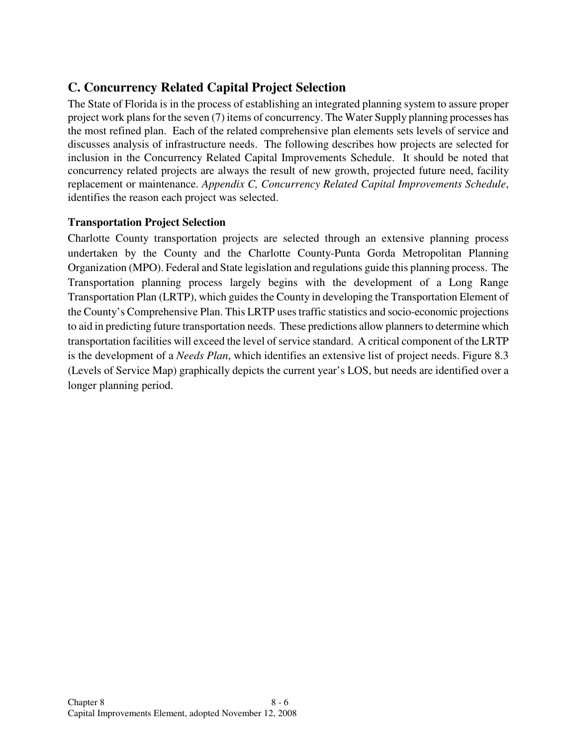## C. Concurrency Related Capital Project Selection

The State of Florida is in the process of establishing an integrated planning system to assure proper project work plans for the seven (7) items of concurrency. The Water Supply planning processes has the most refined plan. Each of the related comprehensive plan elements sets levels of service and discusses analysis of infrastructure needs. The following describes how projects are selected for inclusion in the Concurrency Related Capital Improvements Schedule. It should be noted that concurrency related projects are always the result of new growth, projected future need, facility replacement or maintenance. *Appendix C, Concurrency Related Capital Improvements Schedule*, identifies the reason each project was selected.

### Transportation Project Selection

Charlotte County transportation projects are selected through an extensive planning process undertaken by the County and the Charlotte County-Punta Gorda Metropolitan Planning Organization (MPO). Federal and State legislation and regulations guide this planning process. The Transportation planning process largely begins with the development of a Long Range Transportation Plan (LRTP), which guides the County in developing the Transportation Element of the County's Comprehensive Plan. This LRTP uses traffic statistics and socio-economic projections to aid in predicting future transportation needs. These predictions allow planners to determine which transportation facilities will exceed the level of service standard. A critical component of the LRTP is the development of a *Needs Plan*, which identifies an extensive list of project needs. Figure 8.3 (Levels of Service Map) graphically depicts the current year's LOS, but needs are identified over a longer planning period.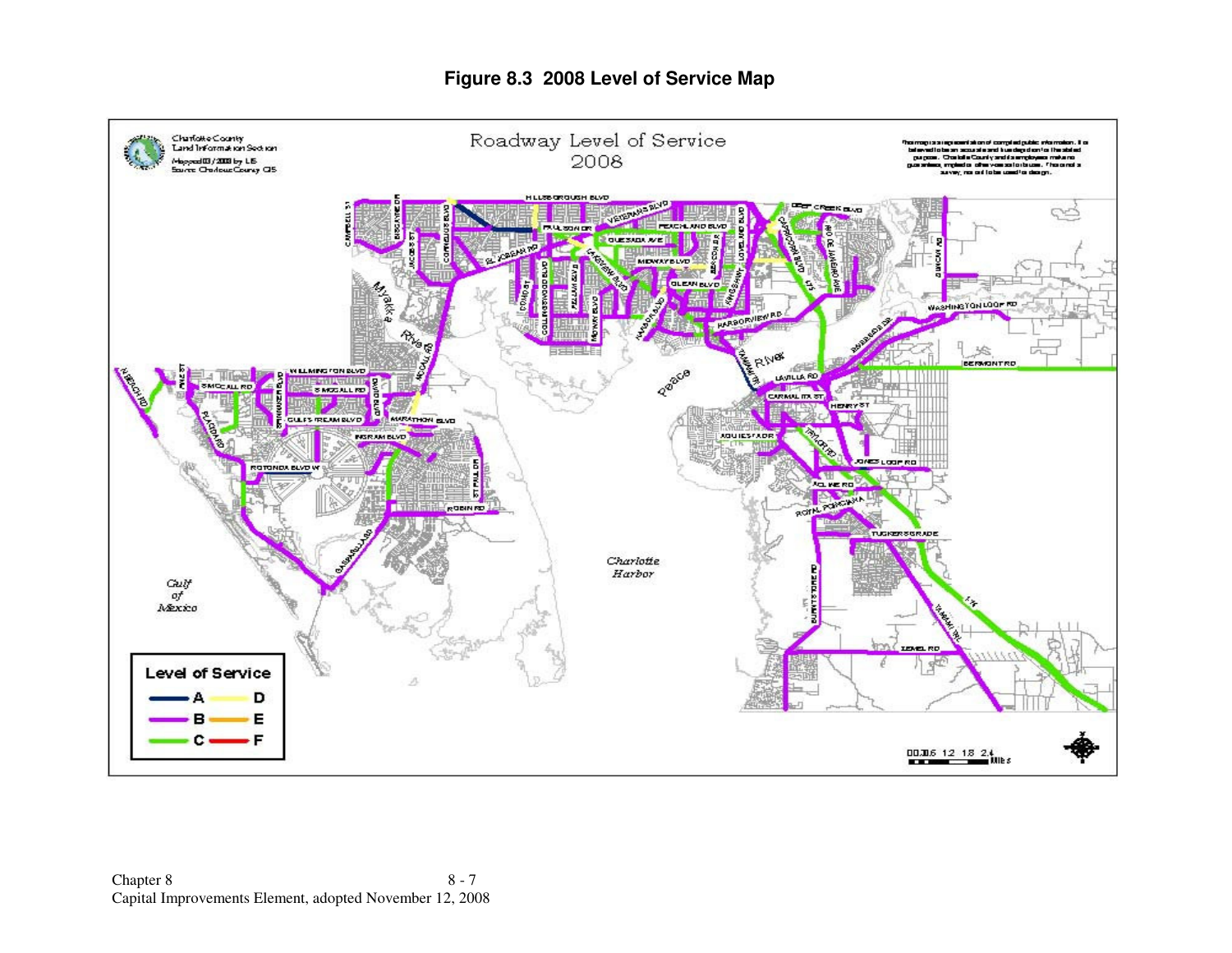**Figure 8.3 2008 Level of Service Map**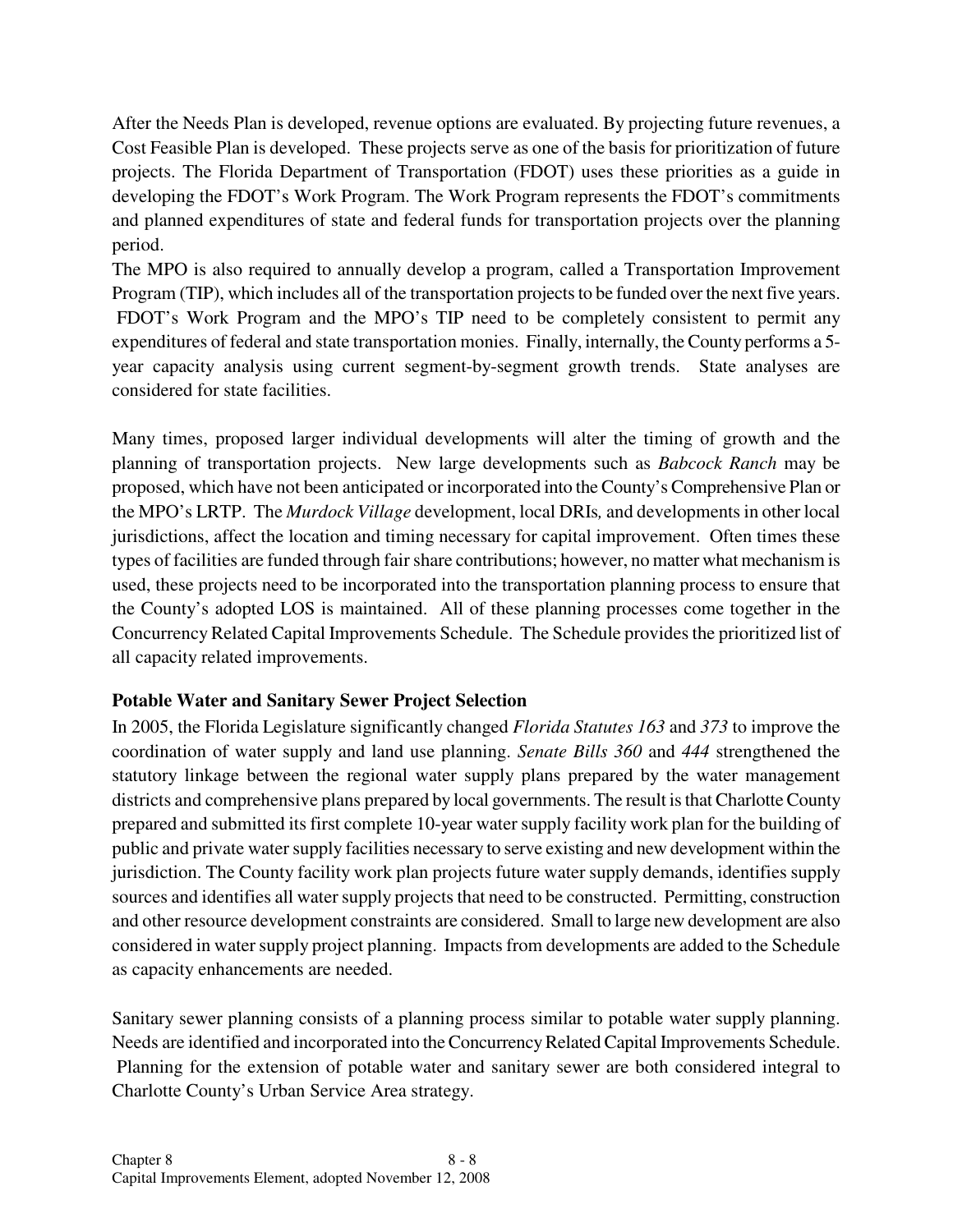After the Needs Plan is developed, revenue options are evaluated. By projecting future revenues, a Cost Feasible Plan is developed. These projects serve as one of the basis for prioritization of future projects. The Florida Department of Transportation (FDOT) uses these priorities as a guide in developing the FDOT's Work Program. The Work Program represents the FDOT's commitments and planned expenditures of state and federal funds for transportation projects over the planning period.

The MPO is also required to annually develop a program, called a Transportation Improvement Program (TIP), which includes all of the transportation projects to be funded over the next five years. FDOT's Work Program and the MPO's TIP need to be completely consistent to permit any expenditures of federal and state transportation monies. Finally, internally, the County performs a 5-year capacity analysis using current segment-by-segment growth trends. State analyses are considered for state facilities.

Many times, proposed larger individual developments will alter the timing of growth and the planning of transportation projects. New large developments such as *Babcock Ranch* may be proposed, which have not been anticipated or incorporated into the County's Comprehensive Plan or the MPO's LRTP. The *Murdock Village* development, local DRIs*,* and developments in other local jurisdictions, affect the location and timing necessary for capital improvement. Often times these types of facilities are funded through fair share contributions; however, no matter what mechanism is used, these projects need to be incorporated into the transportation planning process to ensure that the County's adopted LOS is maintained. All of these planning processes come together in the Concurrency Related Capital Improvements Schedule. The Schedule provides the prioritized list of all capacity related improvements.

**Potable Water and Sanitary Sewer Project Selection**

In 2005, the Florida Legislature significantly changed *Florida Statutes 163* and *373* to improve the coordination of water supply and land use planning. *Senate Bills 360* and *444* strengthened the statutory linkage between the regional water supply plans prepared by the water management districts and comprehensive plans prepared by local governments. The result is that Charlotte County prepared and submitted its first complete 10-year water supply facility work plan for the building of public and private water supply facilities necessary to serve existing and new development within the jurisdiction. The County facility work plan projects future water supply demands, identifies supply sources and identifies all water supply projects that need to be constructed. Permitting, construction and other resource development constraints are considered. Small to large new development are also considered in water supply project planning. Impacts from developments are added to the Schedule as capacity enhancements are needed.

Sanitary sewer planning consists of a planning process similar to potable water supply planning. Needs are identified and incorporated into the Concurrency Related Capital Improvements Schedule. Planning for the extension of potable water and sanitary sewer are both considered integral to Charlotte County's Urban Service Area strategy.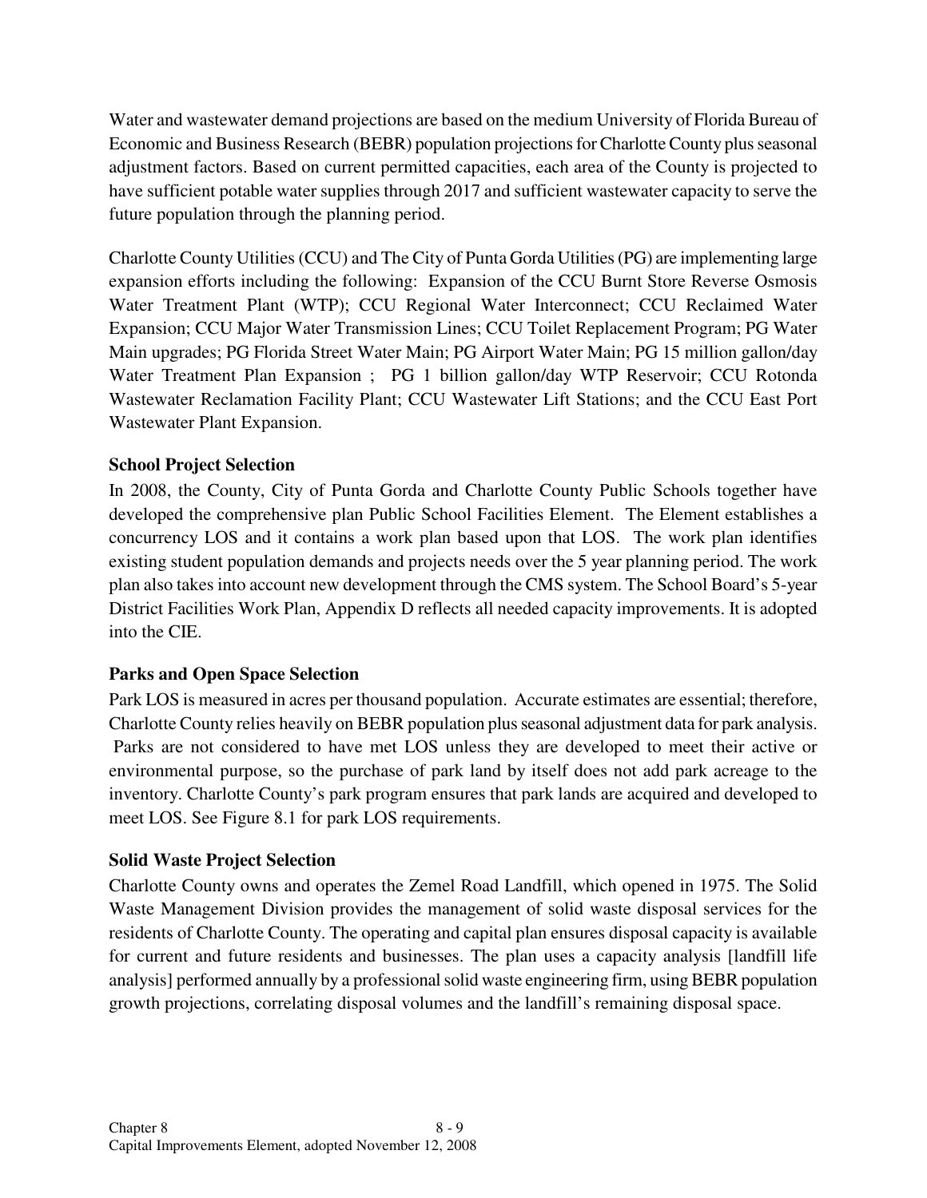Water and wastewater demand projections are based on the medium University of Florida Bureau of Economic and Business Research (BEBR) population projections for Charlotte County plus seasonal adjustment factors. Based on current permitted capacities, each area of the County is projected to have sufficient potable water supplies through 2017 and sufficient wastewater capacity to serve the future population through the planning period.

Charlotte County Utilities (CCU) and The City of Punta Gorda Utilities (PG) are implementing large expansion efforts including the following: Expansion of the CCU Burnt Store Reverse Osmosis Water Treatment Plant (WTP); CCU Regional Water Interconnect; CCU Reclaimed Water Expansion; CCU Major Water Transmission Lines; CCU Toilet Replacement Program; PG Water Main upgrades; PG Florida Street Water Main; PG Airport Water Main; PG 15 million gallon/day Water Treatment Plan Expansion ; PG 1 billion gallon/day WTP Reservoir; CCU Rotonda Wastewater Reclamation Facility Plant; CCU Wastewater Lift Stations; and the CCU East Port Wastewater Plant Expansion.

### School Project Selection

In 2008, the County, City of Punta Gorda and Charlotte County Public Schools together have developed the comprehensive plan Public School Facilities Element. The Element establishes a concurrency LOS and it contains a work plan based upon that LOS. The work plan identifies existing student population demands and projects needs over the 5 year planning period. The work plan also takes into account new development through the CMS system. The School Board's 5-year District Facilities Work Plan, Appendix D reflects all needed capacity improvements. It is adopted into the CIE.

### Parks and Open Space Selection

Park LOS is measured in acres per thousand population. Accurate estimates are essential; therefore, Charlotte County relies heavily on BEBR population plus seasonal adjustment data for park analysis. Parks are not considered to have met LOS unless they are developed to meet their active or environmental purpose, so the purchase of park land by itself does not add park acreage to the inventory. Charlotte County's park program ensures that park lands are acquired and developed to meet LOS. See Figure 8.1 for park LOS requirements.

### Solid Waste Project Selection

Charlotte County owns and operates the Zemel Road Landfill, which opened in 1975. The Solid Waste Management Division provides the management of solid waste disposal services for the residents of Charlotte County. The operating and capital plan ensures disposal capacity is available for current and future residents and businesses. The plan uses a capacity analysis [landfill life analysis] performed annually by a professional solid waste engineering firm, using BEBR population growth projections, correlating disposal volumes and the landfill's remaining disposal space.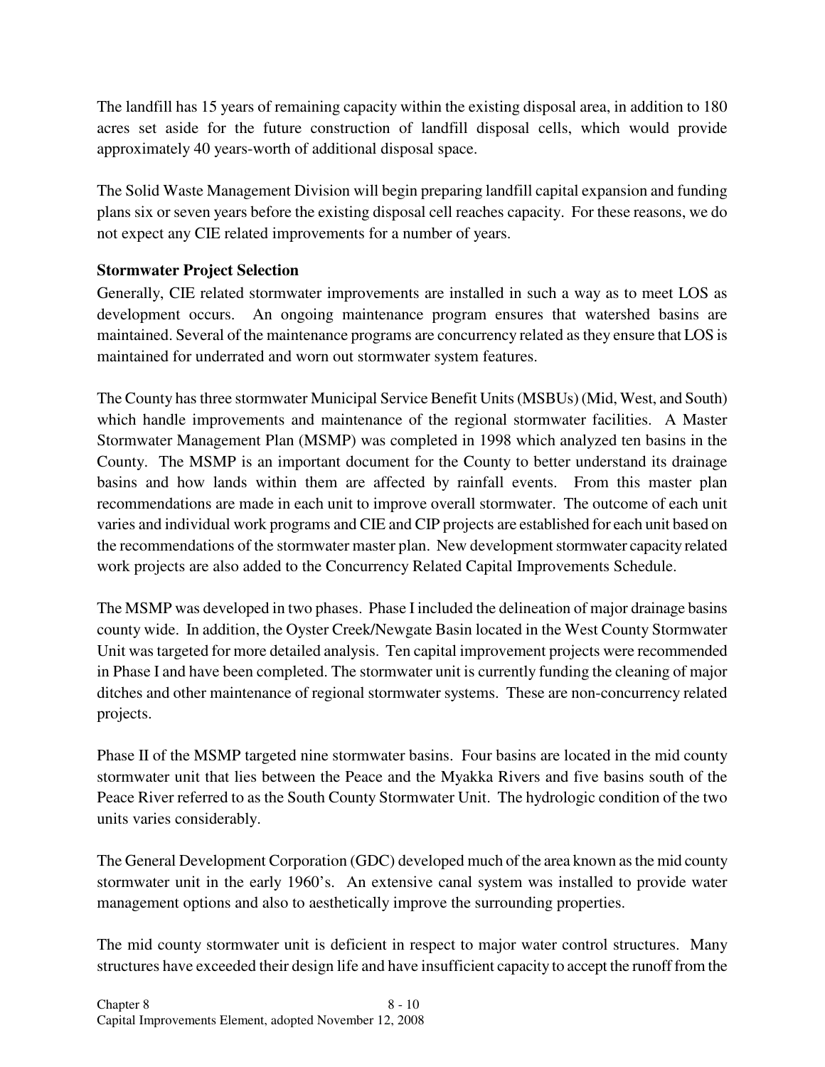The landfill has 15 years of remaining capacity within the existing disposal area, in addition to 180 acres set aside for the future construction of landfill disposal cells, which would provide approximately 40 years-worth of additional disposal space.

The Solid Waste Management Division will begin preparing landfill capital expansion and funding plans six or seven years before the existing disposal cell reaches capacity. For these reasons, we do not expect any CIE related improvements for a number of years.

### Stormwater Project Selection

Generally, CIE related stormwater improvements are installed in such a way as to meet LOS as development occurs. An ongoing maintenance program ensures that watershed basins are maintained. Several of the maintenance programs are concurrency related as they ensure that LOS is maintained for underrated and worn out stormwater system features.

The County has three stormwater Municipal Service Benefit Units (MSBUs) (Mid, West, and South) which handle improvements and maintenance of the regional stormwater facilities. A Master Stormwater Management Plan (MSMP) was completed in 1998 which analyzed ten basins in the County. The MSMP is an important document for the County to better understand its drainage basins and how lands within them are affected by rainfall events. From this master plan recommendations are made in each unit to improve overall stormwater. The outcome of each unit varies and individual work programs and CIE and CIP projects are established for each unit based on the recommendations of the stormwater master plan. New development stormwater capacity related work projects are also added to the Concurrency Related Capital Improvements Schedule.

The MSMP was developed in two phases. Phase I included the delineation of major drainage basins county wide. In addition, the Oyster Creek/Newgate Basin located in the West County Stormwater Unit was targeted for more detailed analysis. Ten capital improvement projects were recommended in Phase I and have been completed. The stormwater unit is currently funding the cleaning of major ditches and other maintenance of regional stormwater systems. These are non-concurrency related projects.

Phase II of the MSMP targeted nine stormwater basins. Four basins are located in the mid county stormwater unit that lies between the Peace and the Myakka Rivers and five basins south of the Peace River referred to as the South County Stormwater Unit. The hydrologic condition of the two units varies considerably.

The General Development Corporation (GDC) developed much of the area known as the mid county stormwater unit in the early 1960's. An extensive canal system was installed to provide water management options and also to aesthetically improve the surrounding properties.

The mid county stormwater unit is deficient in respect to major water control structures. Many structures have exceeded their design life and have insufficient capacity to accept the runoff from the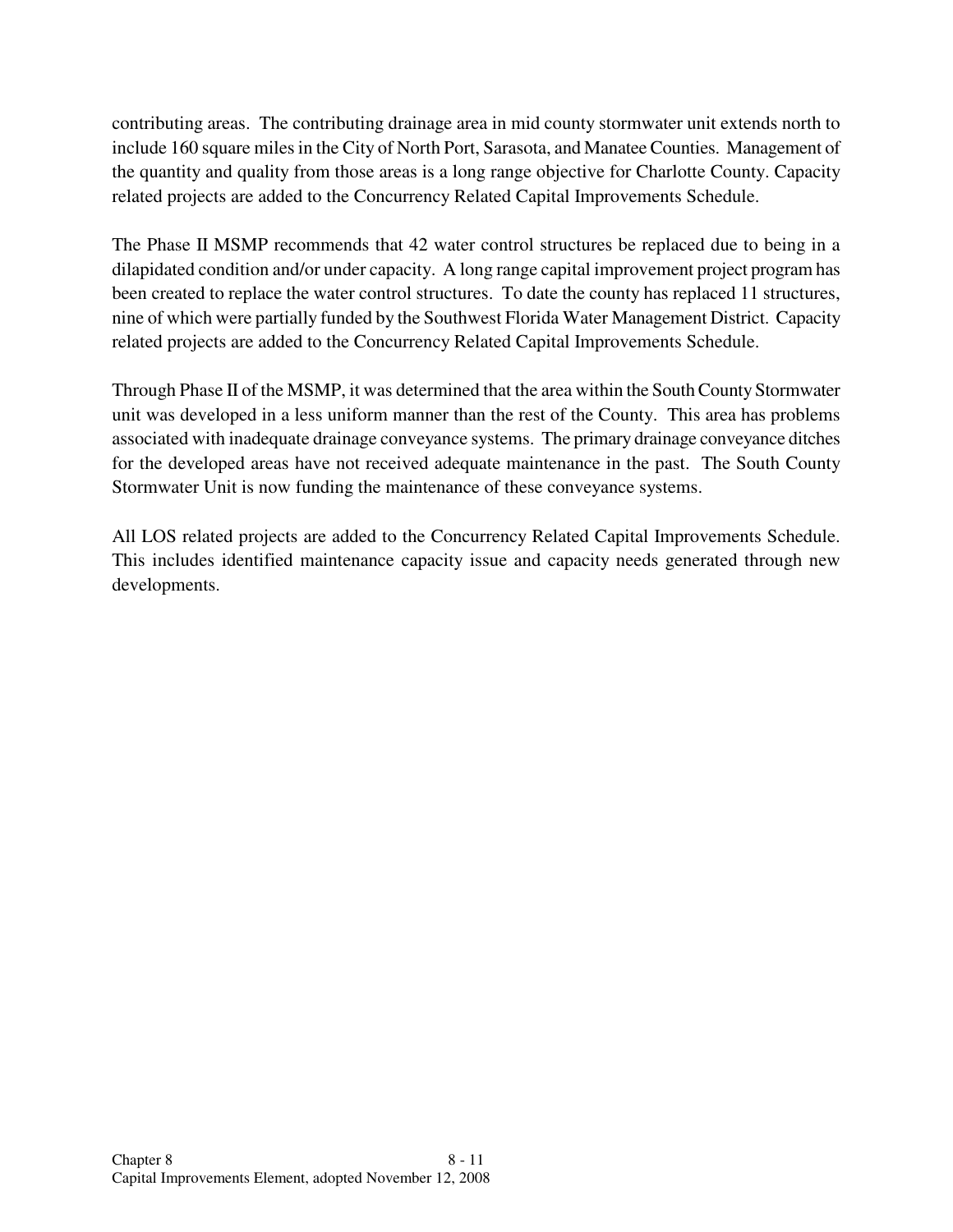contributing areas. The contributing drainage area in mid county stormwater unit extends north to include 160 square miles in the City of North Port, Sarasota, and Manatee Counties. Management of the quantity and quality from those areas is a long range objective for Charlotte County. Capacity related projects are added to the Concurrency Related Capital Improvements Schedule.

The Phase II MSMP recommends that 42 water control structures be replaced due to being in a dilapidated condition and/or under capacity. A long range capital improvement project program has been created to replace the water control structures. To date the county has replaced 11 structures, nine of which were partially funded by the Southwest Florida Water Management District. Capacity related projects are added to the Concurrency Related Capital Improvements Schedule.

Through Phase II of the MSMP, it was determined that the area within the South County Stormwater unit was developed in a less uniform manner than the rest of the County. This area has problems associated with inadequate drainage conveyance systems. The primary drainage conveyance ditches for the developed areas have not received adequate maintenance in the past. The South County Stormwater Unit is now funding the maintenance of these conveyance systems.

All LOS related projects are added to the Concurrency Related Capital Improvements Schedule. This includes identified maintenance capacity issue and capacity needs generated through new developments.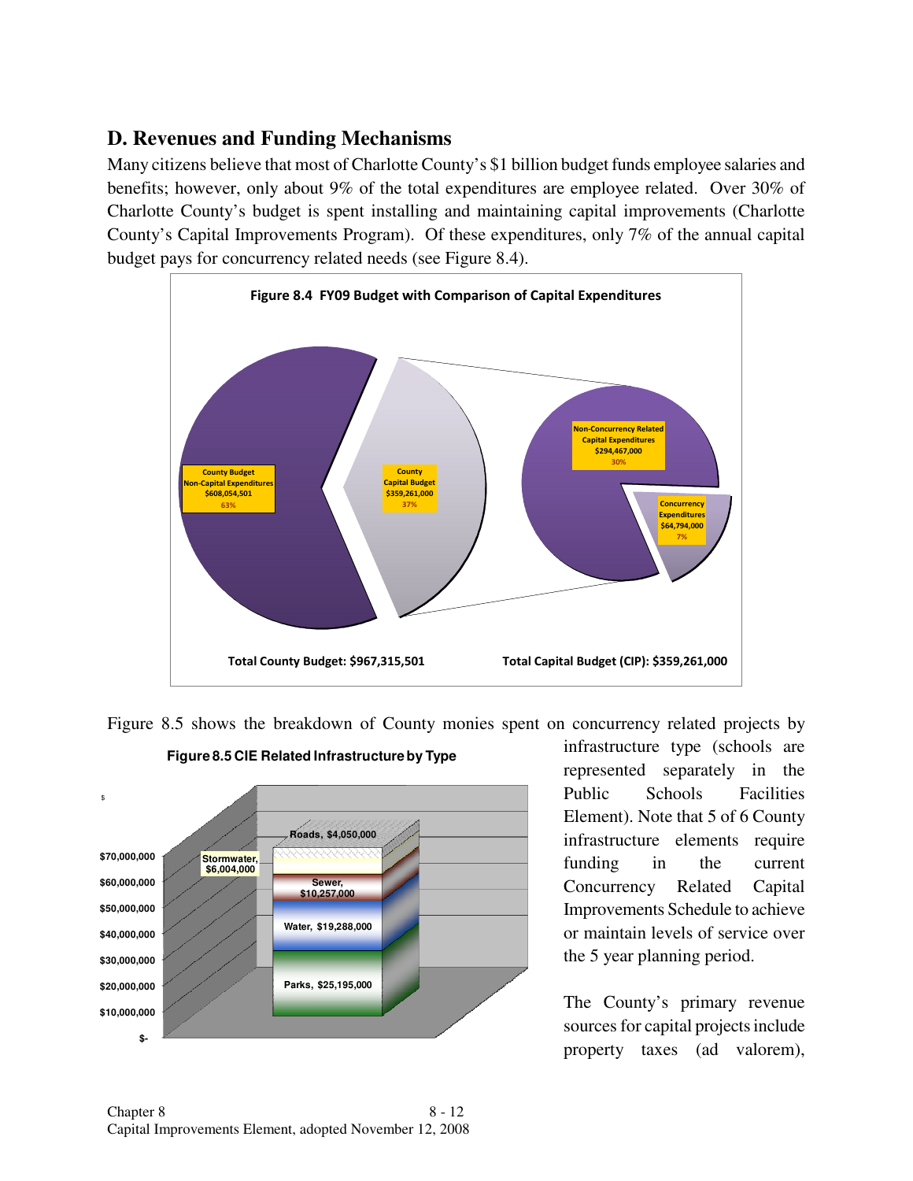## D. Revenues and Funding Mechanisms

Many citizens believe that most of Charlotte County's $1 billion budget funds employee salaries and benefits; however, only about 9% of the total expenditures are employee related. Over 30% of Charlotte County's budget is spent installing and maintaining capital improvements (Charlotte County's Capital Improvements Program). Of these expenditures, only 7% of the annual capital budget pays for concurrency related needs (see Figure 8.4).

**Figure 8.4 FY09 Budget with Comparison of Capital Expenditures**

County Budget Non-Capital Expenditures $608,054,501 63%

County Capital Budget $359,261,000 37%

Non-Concurrency Related Capital Expenditures $294,467,000 30%

Concurrency Expenditures $64,794,000 7%

Total County Budget: $967,315,501

Total Capital Budget (CIP): $359,261,000

Figure 8.5 shows the breakdown of County monies spent on concurrency related projects by infrastructure type (schools are represented separately in the Public Schools Facilities Element). Note that 5 of 6 County infrastructure elements require funding in the current Concurrency Related Capital Improvements Schedule to achieve or maintain levels of service over the 5 year planning period.

**Figure 8.5 CIE Related Infrastructure by Type**

| Type | Amount |
| --- | --- |
| Roads | $4,050,000 |
| Stormwater | $6,004,000 |
| Sewer | $10,257,000 |
| Water | $19,288,000 |
| Parks | $25,195,000 |

The County's primary revenue sources for capital projects include property taxes (ad valorem),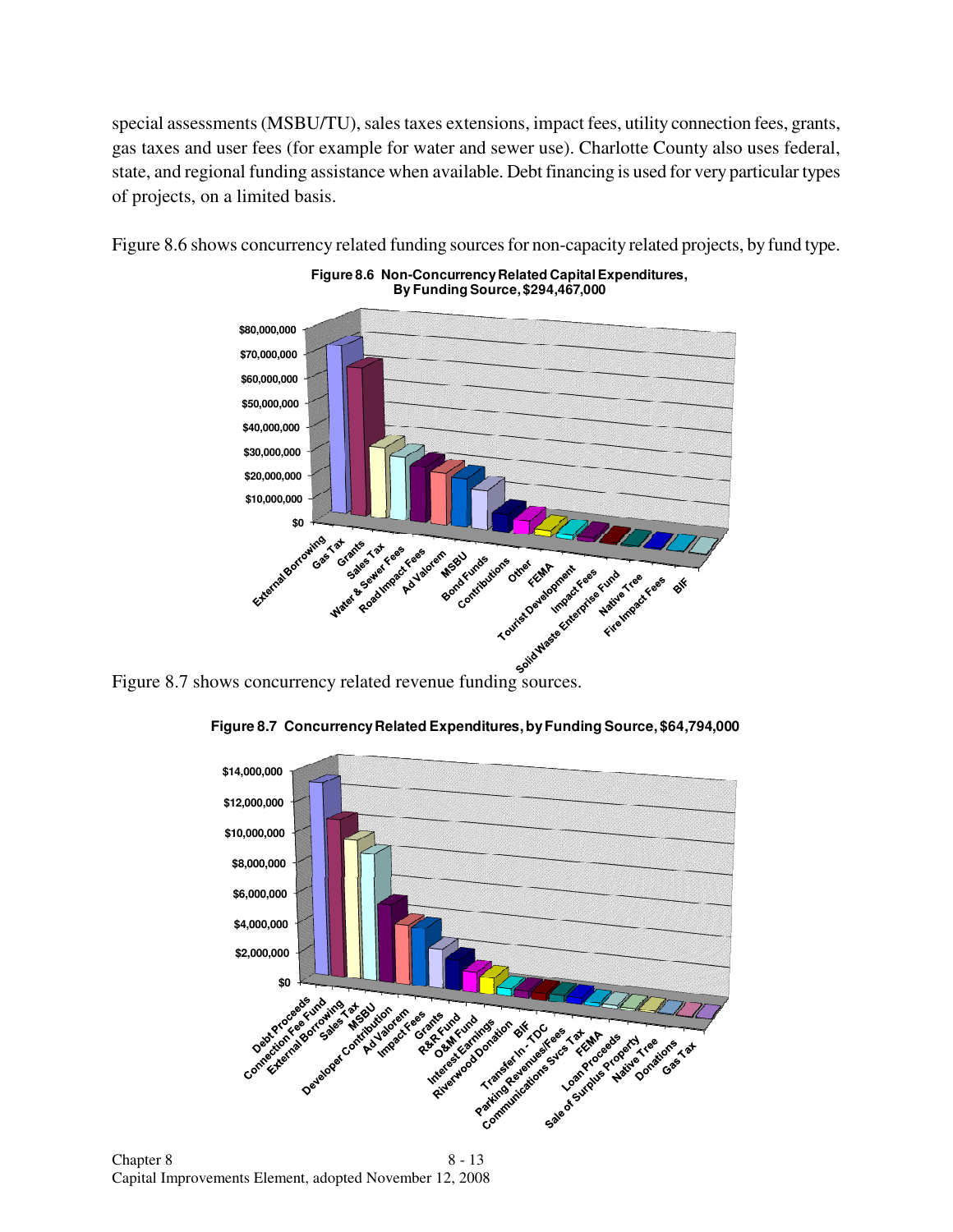special assessments (MSBU/TU), sales taxes extensions, impact fees, utility connection fees, grants, gas taxes and user fees (for example for water and sewer use). Charlotte County also uses federal, state, and regional funding assistance when available. Debt financing is used for very particular types of projects, on a limited basis.

Figure 8.6 shows concurrency related funding sources for non-capacity related projects, by fund type.

**Figure 8.6 Non-Concurrency Related Capital Expenditures, By Funding Source, $294,467,000**

Y-axis: $0, $10,000,000, $20,000,000, $30,000,000, $40,000,000, $50,000,000, $60,000,000, $70,000,000, $80,000,000

Categories: External Borrowing, Gas Tax, Grants, Sales Tax, Water & Sewer Fees, Road Impact Fees, Ad Valorem, MSBU, Bond Funds, Contributions, Other, FEMA, Tourist Development, Impact Fees, Solid Waste Enterprise Fund, Native Tree, Fire Impact Fees, BIF

Figure 8.7 shows concurrency related revenue funding sources.

**Figure 8.7 Concurrency Related Expenditures, by Funding Source, $64,794,000**

Y-axis: $0, $2,000,000, $4,000,000, $6,000,000, $8,000,000, $10,000,000, $12,000,000, $14,000,000

Categories: Debt Proceeds, Connection Fee Fund, External Borrowing, Sales Tax, MSBU, Developer Contribution, Ad Valorem, Impact Fees, Grants, R&R Fund, O&M Fund, Interest Earnings, Riverwood Donation, BIF, Transfer In - TDC, Parking Revenues/Fees, Communications Svcs Tax, FEMA, Loan Proceeds, Sale of Surplus Property, Native Tree, Donations, Gas Tax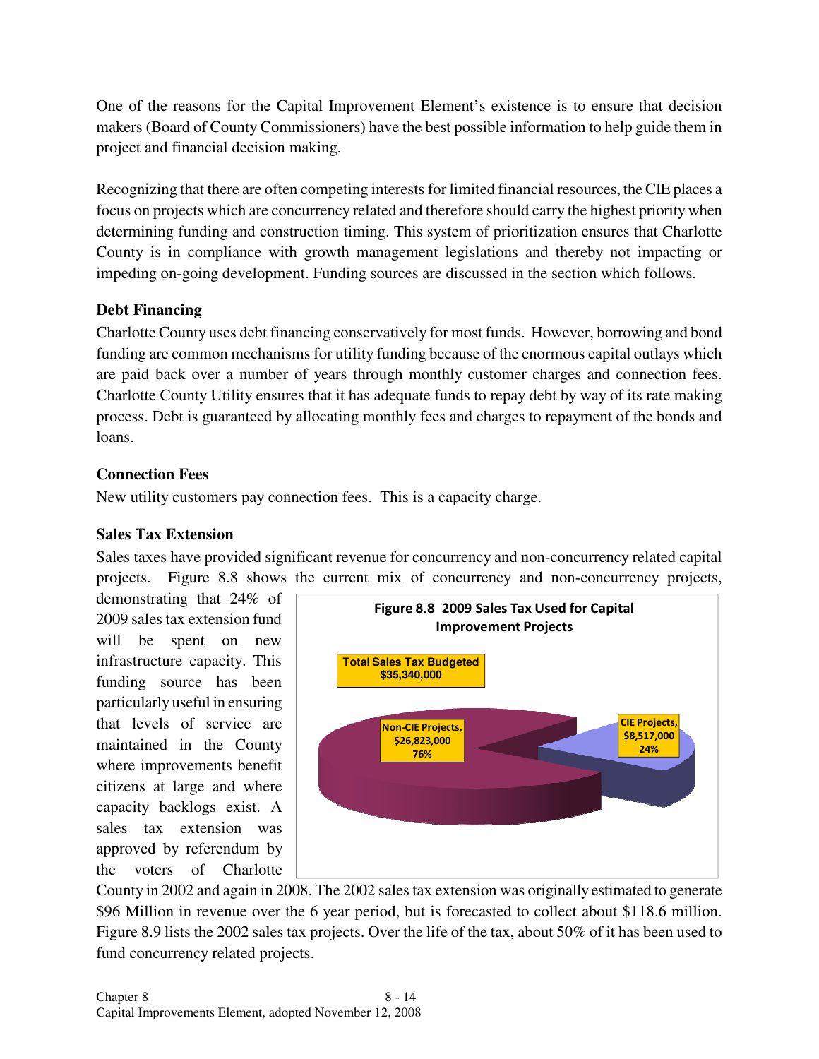One of the reasons for the Capital Improvement Element's existence is to ensure that decision makers (Board of County Commissioners) have the best possible information to help guide them in project and financial decision making.

Recognizing that there are often competing interests for limited financial resources, the CIE places a focus on projects which are concurrency related and therefore should carry the highest priority when determining funding and construction timing. This system of prioritization ensures that Charlotte County is in compliance with growth management legislations and thereby not impacting or impeding on-going development. Funding sources are discussed in the section which follows.

**Debt Financing**

Charlotte County uses debt financing conservatively for most funds. However, borrowing and bond funding are common mechanisms for utility funding because of the enormous capital outlays which are paid back over a number of years through monthly customer charges and connection fees. Charlotte County Utility ensures that it has adequate funds to repay debt by way of its rate making process. Debt is guaranteed by allocating monthly fees and charges to repayment of the bonds and loans.

**Connection Fees**

New utility customers pay connection fees. This is a capacity charge.

**Sales Tax Extension**

Sales taxes have provided significant revenue for concurrency and non-concurrency related capital projects. Figure 8.8 shows the current mix of concurrency and non-concurrency projects, demonstrating that 24% of 2009 sales tax extension fund will be spent on new infrastructure capacity. This funding source has been particularly useful in ensuring that levels of service are maintained in the County where improvements benefit citizens at large and where capacity backlogs exist. A sales tax extension was approved by referendum by the voters of Charlotte County in 2002 and again in 2008. The 2002 sales tax extension was originally estimated to generate $96 Million in revenue over the 6 year period, but is forecasted to collect about $118.6 million. Figure 8.9 lists the 2002 sales tax projects. Over the life of the tax, about 50% of it has been used to fund concurrency related projects.

**Figure 8.8 2009 Sales Tax Used for Capital Improvement Projects**

Total Sales Tax Budgeted $35,340,000

| Category | Amount | Share |
|---|---|---|
| Non-CIE Projects | $26,823,000 | 76% |
| CIE Projects | $8,517,000 | 24% |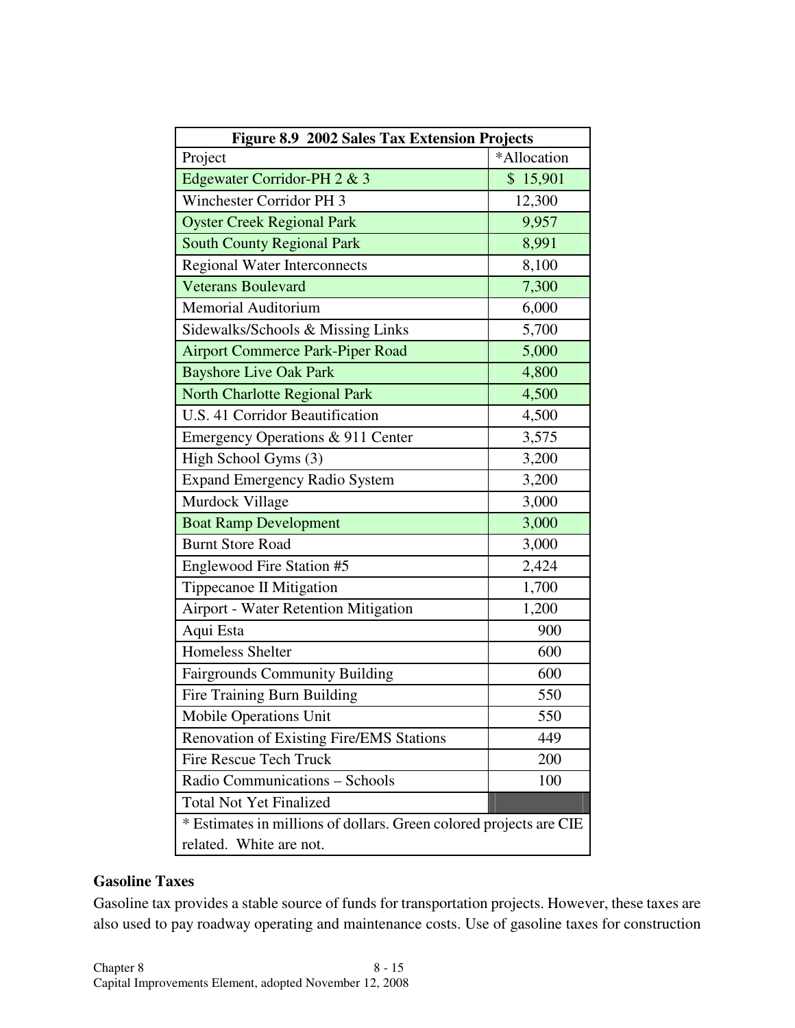| Figure 8.9 2002 Sales Tax Extension Projects | |
|---|---|
| Project | *Allocation |
| Edgewater Corridor-PH 2 & 3 | $ 15,901 |
| Winchester Corridor PH 3 | 12,300 |
| Oyster Creek Regional Park | 9,957 |
| South County Regional Park | 8,991 |
| Regional Water Interconnects | 8,100 |
| Veterans Boulevard | 7,300 |
| Memorial Auditorium | 6,000 |
| Sidewalks/Schools & Missing Links | 5,700 |
| Airport Commerce Park-Piper Road | 5,000 |
| Bayshore Live Oak Park | 4,800 |
| North Charlotte Regional Park | 4,500 |
| U.S. 41 Corridor Beautification | 4,500 |
| Emergency Operations & 911 Center | 3,575 |
| High School Gyms (3) | 3,200 |
| Expand Emergency Radio System | 3,200 |
| Murdock Village | 3,000 |
| Boat Ramp Development | 3,000 |
| Burnt Store Road | 3,000 |
| Englewood Fire Station #5 | 2,424 |
| Tippecanoe II Mitigation | 1,700 |
| Airport - Water Retention Mitigation | 1,200 |
| Aqui Esta | 900 |
| Homeless Shelter | 600 |
| Fairgrounds Community Building | 600 |
| Fire Training Burn Building | 550 |
| Mobile Operations Unit | 550 |
| Renovation of Existing Fire/EMS Stations | 449 |
| Fire Rescue Tech Truck | 200 |
| Radio Communications – Schools | 100 |
| Total Not Yet Finalized | |
| * Estimates in millions of dollars. Green colored projects are CIE related. White are not. | |

**Gasoline Taxes**

Gasoline tax provides a stable source of funds for transportation projects. However, these taxes are also used to pay roadway operating and maintenance costs. Use of gasoline taxes for construction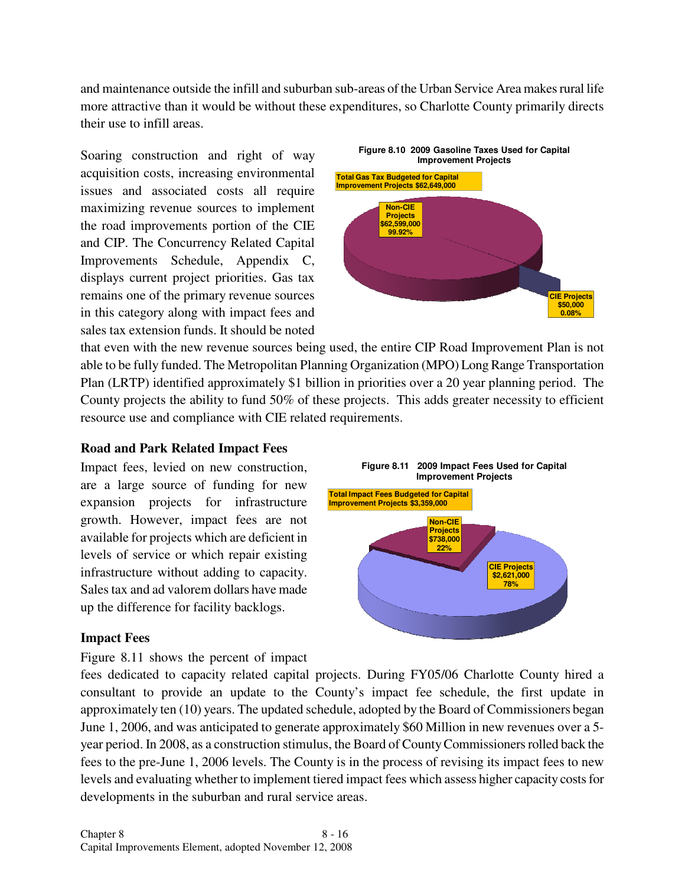and maintenance outside the infill and suburban sub-areas of the Urban Service Area makes rural life more attractive than it would be without these expenditures, so Charlotte County primarily directs their use to infill areas.

Soaring construction and right of way acquisition costs, increasing environmental issues and associated costs all require maximizing revenue sources to implement the road improvements portion of the CIE and CIP. The Concurrency Related Capital Improvements Schedule, Appendix C, displays current project priorities. Gas tax remains one of the primary revenue sources in this category along with impact fees and sales tax extension funds. It should be noted that even with the new revenue sources being used, the entire CIP Road Improvement Plan is not able to be fully funded. The Metropolitan Planning Organization (MPO) Long Range Transportation Plan (LRTP) identified approximately $1 billion in priorities over a 20 year planning period. The County projects the ability to fund 50% of these projects. This adds greater necessity to efficient resource use and compliance with CIE related requirements.

**Figure 8.10 2009 Gasoline Taxes Used for Capital Improvement Projects**

Total Gas Tax Budgeted for Capital Improvement Projects $62,649,000

Non-CIE Projects $62,599,000 99.92%

CIE Projects $50,000 0.08%

### Road and Park Related Impact Fees

Impact fees, levied on new construction, are a large source of funding for new expansion projects for infrastructure growth. However, impact fees are not available for projects which are deficient in levels of service or which repair existing infrastructure without adding to capacity. Sales tax and ad valorem dollars have made up the difference for facility backlogs.

**Figure 8.11 2009 Impact Fees Used for Capital Improvement Projects**

Total Impact Fees Budgeted for Capital Improvement Projects $3,359,000

Non-CIE Projects $738,000 22%

CIE Projects $2,621,000 78%

### Impact Fees

Figure 8.11 shows the percent of impact fees dedicated to capacity related capital projects. During FY05/06 Charlotte County hired a consultant to provide an update to the County's impact fee schedule, the first update in approximately ten (10) years. The updated schedule, adopted by the Board of Commissioners began June 1, 2006, and was anticipated to generate approximately $60 Million in new revenues over a 5-year period. In 2008, as a construction stimulus, the Board of County Commissioners rolled back the fees to the pre-June 1, 2006 levels. The County is in the process of revising its impact fees to new levels and evaluating whether to implement tiered impact fees which assess higher capacity costs for developments in the suburban and rural service areas.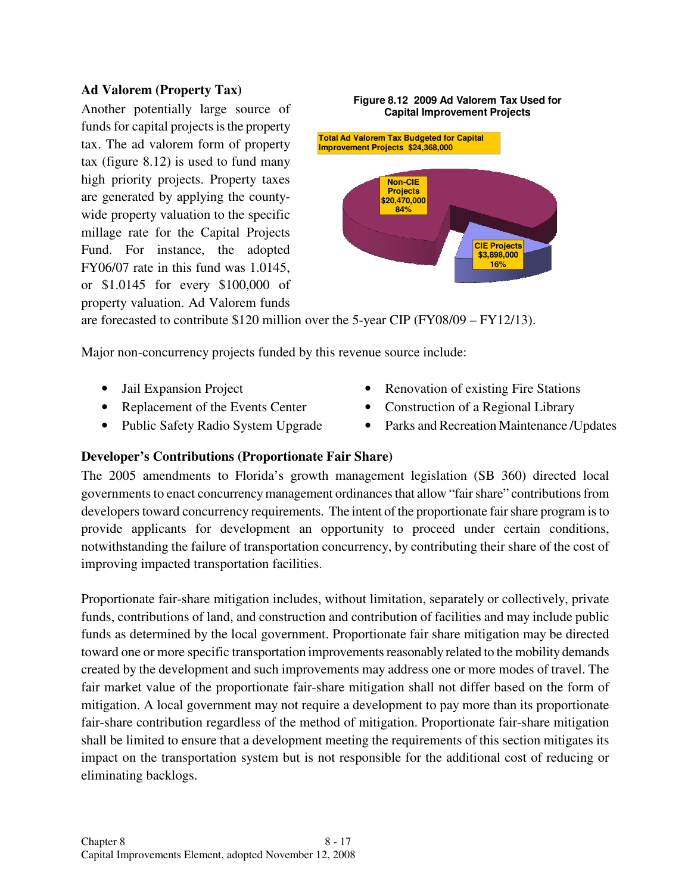### Ad Valorem (Property Tax)

Another potentially large source of funds for capital projects is the property tax. The ad valorem form of property tax (figure 8.12) is used to fund many high priority projects. Property taxes are generated by applying the county-wide property valuation to the specific millage rate for the Capital Projects Fund. For instance, the adopted FY06/07 rate in this fund was 1.0145, or $1.0145 for every $100,000 of property valuation. Ad Valorem funds are forecasted to contribute $120 million over the 5-year CIP (FY08/09 – FY12/13).

**Figure 8.12 2009 Ad Valorem Tax Used for Capital Improvement Projects**

Total Ad Valorem Tax Budgeted for Capital Improvement Projects $24,368,000

- Non-CIE Projects $20,470,000 84%
- CIE Projects $3,898,000 16%

Major non-concurrency projects funded by this revenue source include:

- Jail Expansion Project
- Replacement of the Events Center
- Public Safety Radio System Upgrade
- Renovation of existing Fire Stations
- Construction of a Regional Library
- Parks and Recreation Maintenance /Updates

### Developer's Contributions (Proportionate Fair Share)

The 2005 amendments to Florida's growth management legislation (SB 360) directed local governments to enact concurrency management ordinances that allow "fair share" contributions from developers toward concurrency requirements. The intent of the proportionate fair share program is to provide applicants for development an opportunity to proceed under certain conditions, notwithstanding the failure of transportation concurrency, by contributing their share of the cost of improving impacted transportation facilities.

Proportionate fair-share mitigation includes, without limitation, separately or collectively, private funds, contributions of land, and construction and contribution of facilities and may include public funds as determined by the local government. Proportionate fair share mitigation may be directed toward one or more specific transportation improvements reasonably related to the mobility demands created by the development and such improvements may address one or more modes of travel. The fair market value of the proportionate fair-share mitigation shall not differ based on the form of mitigation. A local government may not require a development to pay more than its proportionate fair-share contribution regardless of the method of mitigation. Proportionate fair-share mitigation shall be limited to ensure that a development meeting the requirements of this section mitigates its impact on the transportation system but is not responsible for the additional cost of reducing or eliminating backlogs.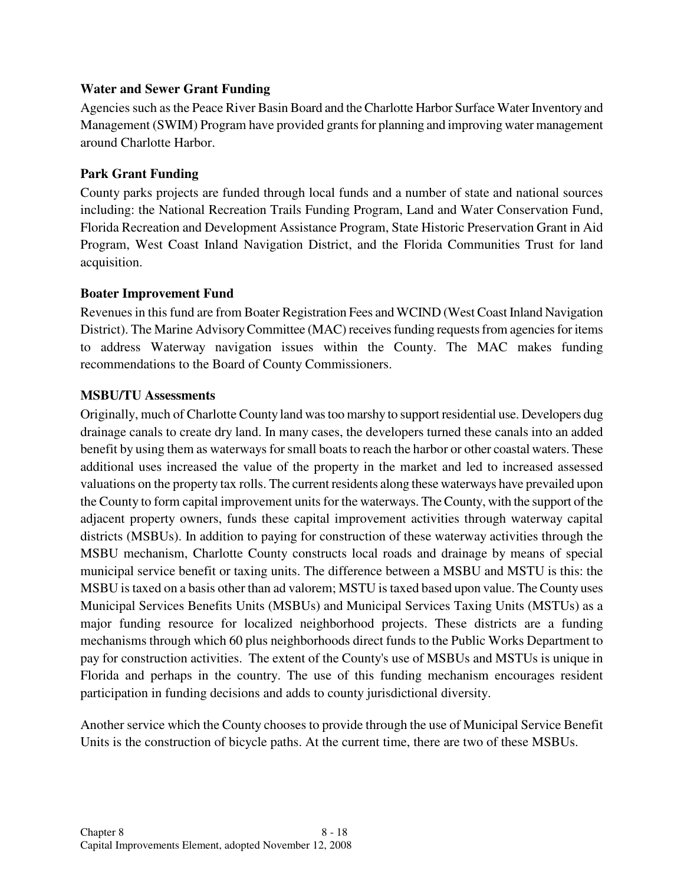**Water and Sewer Grant Funding**

Agencies such as the Peace River Basin Board and the Charlotte Harbor Surface Water Inventory and Management (SWIM) Program have provided grants for planning and improving water management around Charlotte Harbor.

**Park Grant Funding**

County parks projects are funded through local funds and a number of state and national sources including: the National Recreation Trails Funding Program, Land and Water Conservation Fund, Florida Recreation and Development Assistance Program, State Historic Preservation Grant in Aid Program, West Coast Inland Navigation District, and the Florida Communities Trust for land acquisition.

**Boater Improvement Fund**

Revenues in this fund are from Boater Registration Fees and WCIND (West Coast Inland Navigation District). The Marine Advisory Committee (MAC) receives funding requests from agencies for items to address Waterway navigation issues within the County. The MAC makes funding recommendations to the Board of County Commissioners.

**MSBU/TU Assessments**

Originally, much of Charlotte County land was too marshy to support residential use. Developers dug drainage canals to create dry land. In many cases, the developers turned these canals into an added benefit by using them as waterways for small boats to reach the harbor or other coastal waters. These additional uses increased the value of the property in the market and led to increased assessed valuations on the property tax rolls. The current residents along these waterways have prevailed upon the County to form capital improvement units for the waterways. The County, with the support of the adjacent property owners, funds these capital improvement activities through waterway capital districts (MSBUs). In addition to paying for construction of these waterway activities through the MSBU mechanism, Charlotte County constructs local roads and drainage by means of special municipal service benefit or taxing units. The difference between a MSBU and MSTU is this: the MSBU is taxed on a basis other than ad valorem; MSTU is taxed based upon value. The County uses Municipal Services Benefits Units (MSBUs) and Municipal Services Taxing Units (MSTUs) as a major funding resource for localized neighborhood projects. These districts are a funding mechanisms through which 60 plus neighborhoods direct funds to the Public Works Department to pay for construction activities. The extent of the County's use of MSBUs and MSTUs is unique in Florida and perhaps in the country. The use of this funding mechanism encourages resident participation in funding decisions and adds to county jurisdictional diversity.

Another service which the County chooses to provide through the use of Municipal Service Benefit Units is the construction of bicycle paths. At the current time, there are two of these MSBUs.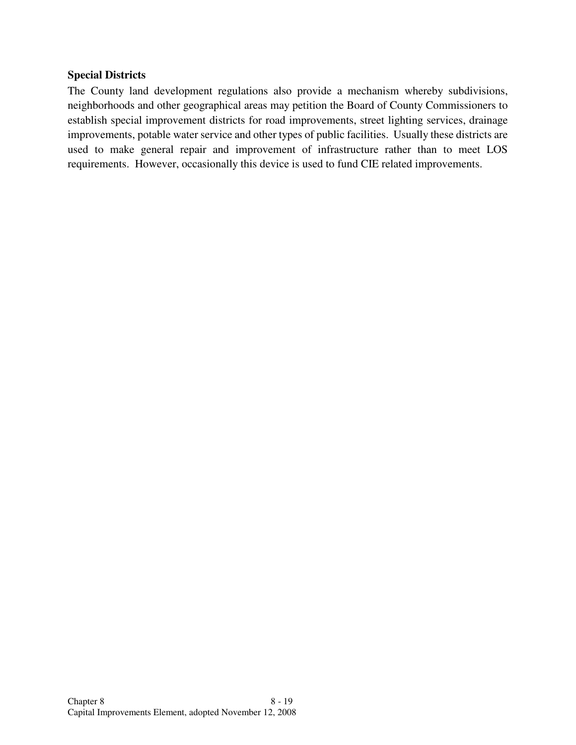**Special Districts**

The County land development regulations also provide a mechanism whereby subdivisions, neighborhoods and other geographical areas may petition the Board of County Commissioners to establish special improvement districts for road improvements, street lighting services, drainage improvements, potable water service and other types of public facilities. Usually these districts are used to make general repair and improvement of infrastructure rather than to meet LOS requirements. However, occasionally this device is used to fund CIE related improvements.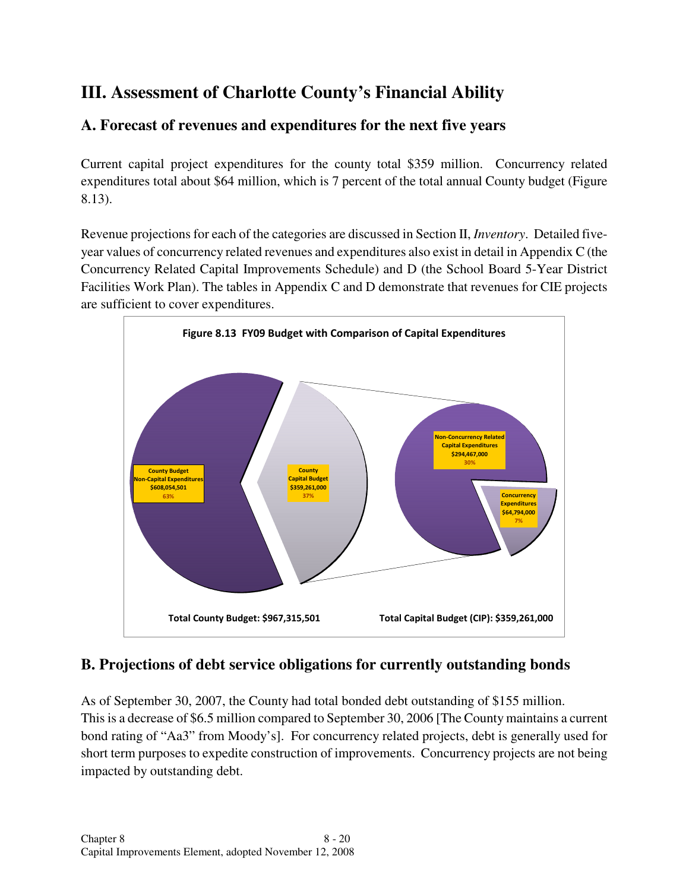# III. Assessment of Charlotte County's Financial Ability

## A. Forecast of revenues and expenditures for the next five years

Current capital project expenditures for the county total $359 million. Concurrency related expenditures total about $64 million, which is 7 percent of the total annual County budget (Figure 8.13).

Revenue projections for each of the categories are discussed in Section II, *Inventory*. Detailed five-year values of concurrency related revenues and expenditures also exist in detail in Appendix C (the Concurrency Related Capital Improvements Schedule) and D (the School Board 5-Year District Facilities Work Plan). The tables in Appendix C and D demonstrate that revenues for CIE projects are sufficient to cover expenditures.

**Figure 8.13 FY09 Budget with Comparison of Capital Expenditures**

County Budget Non-Capital Expenditures $608,054,501 63%

County Capital Budget $359,261,000 37%

Non-Concurrency Related Capital Expenditures $294,467,000 30%

Concurrency Expenditures $64,794,000 7%

**Total County Budget: $967,315,501**

**Total Capital Budget (CIP): $359,261,000**

## B. Projections of debt service obligations for currently outstanding bonds

As of September 30, 2007, the County had total bonded debt outstanding of $155 million. This is a decrease of $6.5 million compared to September 30, 2006 [The County maintains a current bond rating of "Aa3" from Moody's]. For concurrency related projects, debt is generally used for short term purposes to expedite construction of improvements. Concurrency projects are not being impacted by outstanding debt.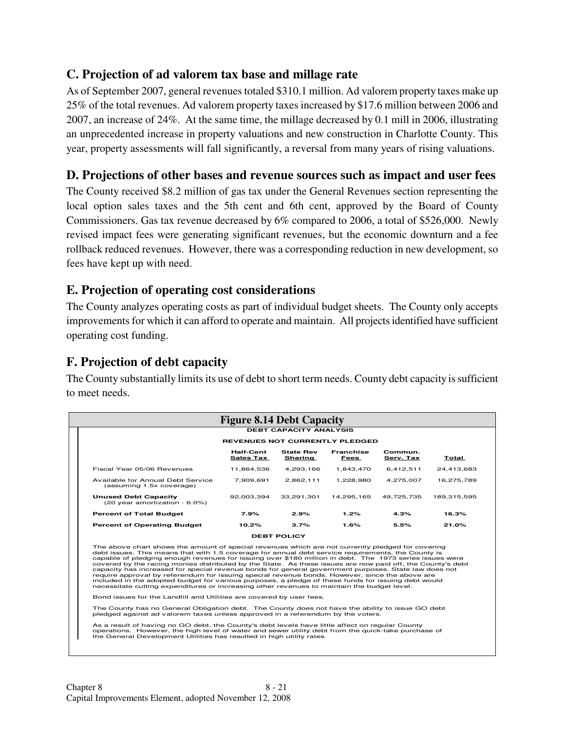## C. Projection of ad valorem tax base and millage rate

As of September 2007, general revenues totaled $310.1 million. Ad valorem property taxes make up 25% of the total revenues. Ad valorem property taxes increased by $17.6 million between 2006 and 2007, an increase of 24%. At the same time, the millage decreased by 0.1 mill in 2006, illustrating an unprecedented increase in property valuations and new construction in Charlotte County. This year, property assessments will fall significantly, a reversal from many years of rising valuations.

## D. Projections of other bases and revenue sources such as impact and user fees

The County received $8.2 million of gas tax under the General Revenues section representing the local option sales taxes and the 5th cent and 6th cent, approved by the Board of County Commissioners. Gas tax revenue decreased by 6% compared to 2006, a total of $526,000. Newly revised impact fees were generating significant revenues, but the economic downturn and a fee rollback reduced revenues. However, there was a corresponding reduction in new development, so fees have kept up with need.

## E. Projection of operating cost considerations

The County analyzes operating costs as part of individual budget sheets. The County only accepts improvements for which it can afford to operate and maintain. All projects identified have sufficient operating cost funding.

## F. Projection of debt capacity

The County substantially limits its use of debt to short term needs. County debt capacity is sufficient to meet needs.

**Figure 8.14 Debt Capacity**

**DEBT CAPACITY ANALYSIS**

**REVENUES NOT CURRENTLY PLEDGED**

| | Half-Cent Sales Tax | State Rev Sharing | Franchise Fees | Commun. Serv. Tax | Total |
|---|---|---|---|---|---|
| Fiscal Year 05/06 Revenues | 11,864,536 | 4,293,166 | 1,843,470 | 6,412,511 | 24,413,683 |
| Available for Annual Debt Service (assuming 1.5x coverage) | 7,909,691 | 2,862,111 | 1,228,980 | 4,275,007 | 16,275,789 |
| **Unused Debt Capacity** (20 year amortization - 6.0%) | 92,003,394 | 33,291,301 | 14,295,165 | 49,725,735 | 189,315,595 |
| **Percent of Total Budget** | **7.9%** | **2.9%** | **1.2%** | **4.3%** | **16.3%** |
| **Percent of Operating Budget** | **10.2%** | **3.7%** | **1.6%** | **5.5%** | **21.0%** |

**DEBT POLICY**

The above chart shows the amount of special revenues which are not currently pledged for covering debt issues. This means that with 1.5 coverage for annual debt service requirements, the County is capable of pledging enough revenues for issuing over $180 million in debt. The 1973 series issues were covered by the racing monies distributed by the State. As these issues are now paid off, the County's debt capacity has increased for special revenue bonds for general government purposes. State law does not require approval by referendum for issuing special revenue bonds. However, since the above are included in the adopted budget for various purposes, a pledge of these funds for issuing debt would necessitate cutting expenditures or increasing other revenues to maintain the budget level.

Bond issues for the Landfill and Utilities are covered by user fees.

The County has no General Obligation debt. The County does not have the ability to issue GO debt pledged against ad valorem taxes unless approved in a referendum by the voters.

As a result of having no GO debt, the County's debt levels have little affect on regular County operations. However, the high level of water and sewer utility debt from the quick-take purchase of the General Development Utilities has resulted in high utility rates.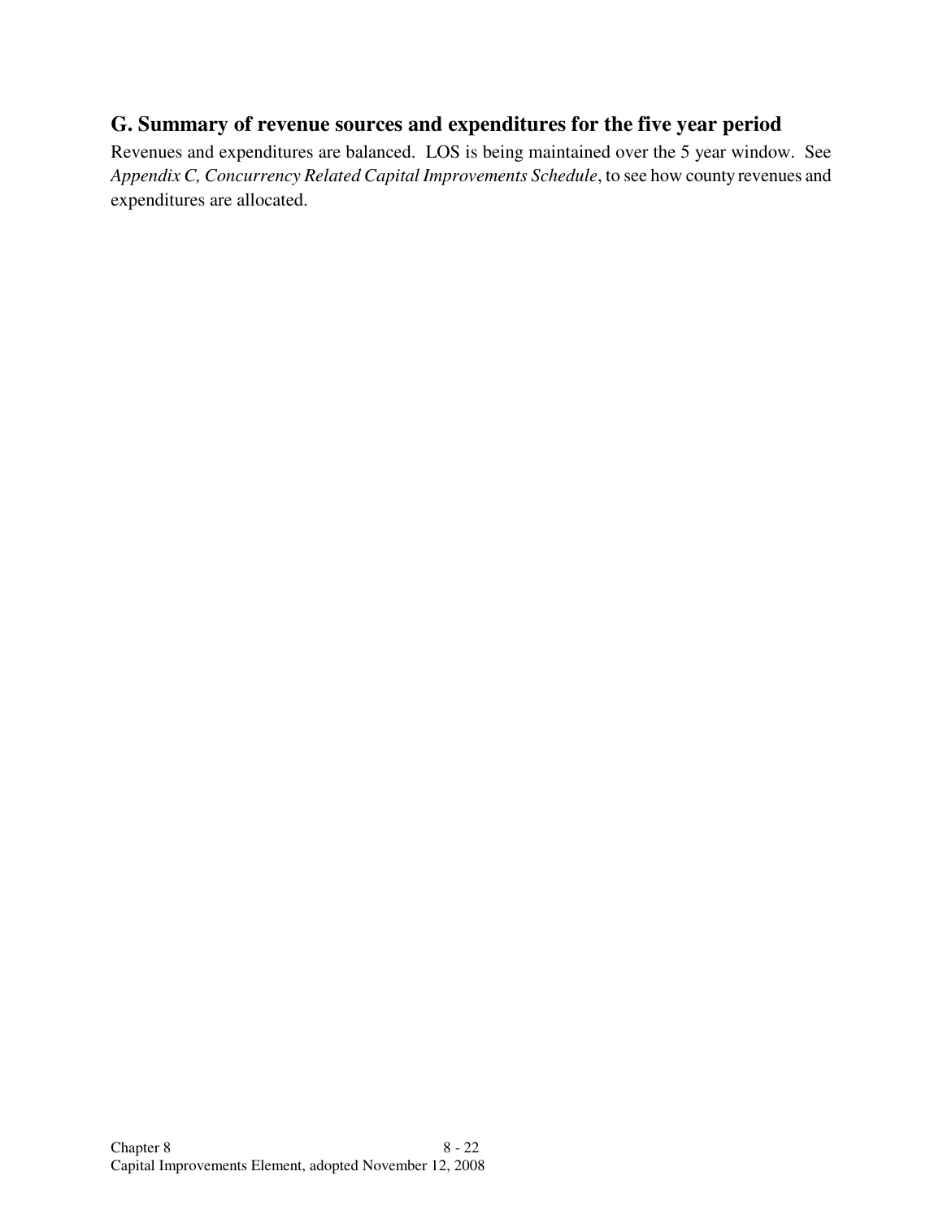## G. Summary of revenue sources and expenditures for the five year period

Revenues and expenditures are balanced. LOS is being maintained over the 5 year window. See *Appendix C, Concurrency Related Capital Improvements Schedule*, to see how county revenues and expenditures are allocated.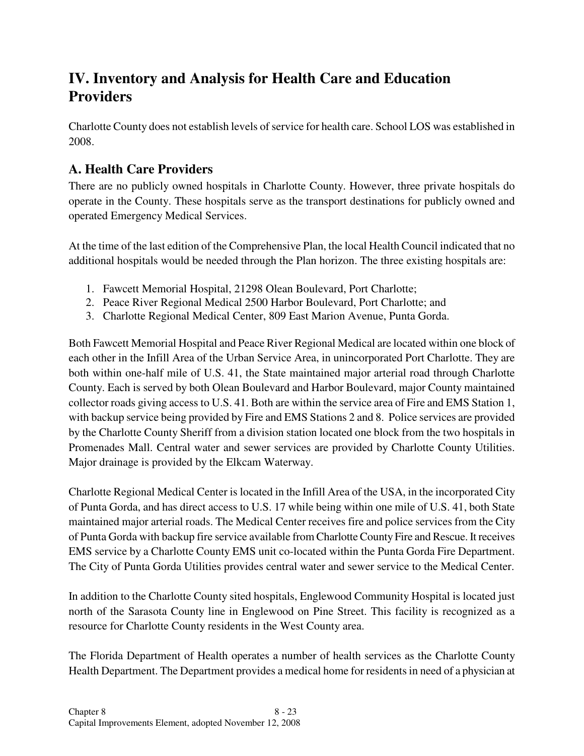# IV. Inventory and Analysis for Health Care and Education Providers

Charlotte County does not establish levels of service for health care. School LOS was established in 2008.

## A. Health Care Providers

There are no publicly owned hospitals in Charlotte County. However, three private hospitals do operate in the County. These hospitals serve as the transport destinations for publicly owned and operated Emergency Medical Services.

At the time of the last edition of the Comprehensive Plan, the local Health Council indicated that no additional hospitals would be needed through the Plan horizon. The three existing hospitals are:

1. Fawcett Memorial Hospital, 21298 Olean Boulevard, Port Charlotte;
2. Peace River Regional Medical 2500 Harbor Boulevard, Port Charlotte; and
3. Charlotte Regional Medical Center, 809 East Marion Avenue, Punta Gorda.

Both Fawcett Memorial Hospital and Peace River Regional Medical are located within one block of each other in the Infill Area of the Urban Service Area, in unincorporated Port Charlotte. They are both within one-half mile of U.S. 41, the State maintained major arterial road through Charlotte County. Each is served by both Olean Boulevard and Harbor Boulevard, major County maintained collector roads giving access to U.S. 41. Both are within the service area of Fire and EMS Station 1, with backup service being provided by Fire and EMS Stations 2 and 8. Police services are provided by the Charlotte County Sheriff from a division station located one block from the two hospitals in Promenades Mall. Central water and sewer services are provided by Charlotte County Utilities. Major drainage is provided by the Elkcam Waterway.

Charlotte Regional Medical Center is located in the Infill Area of the USA, in the incorporated City of Punta Gorda, and has direct access to U.S. 17 while being within one mile of U.S. 41, both State maintained major arterial roads. The Medical Center receives fire and police services from the City of Punta Gorda with backup fire service available from Charlotte County Fire and Rescue. It receives EMS service by a Charlotte County EMS unit co-located within the Punta Gorda Fire Department. The City of Punta Gorda Utilities provides central water and sewer service to the Medical Center.

In addition to the Charlotte County sited hospitals, Englewood Community Hospital is located just north of the Sarasota County line in Englewood on Pine Street. This facility is recognized as a resource for Charlotte County residents in the West County area.

The Florida Department of Health operates a number of health services as the Charlotte County Health Department. The Department provides a medical home for residents in need of a physician at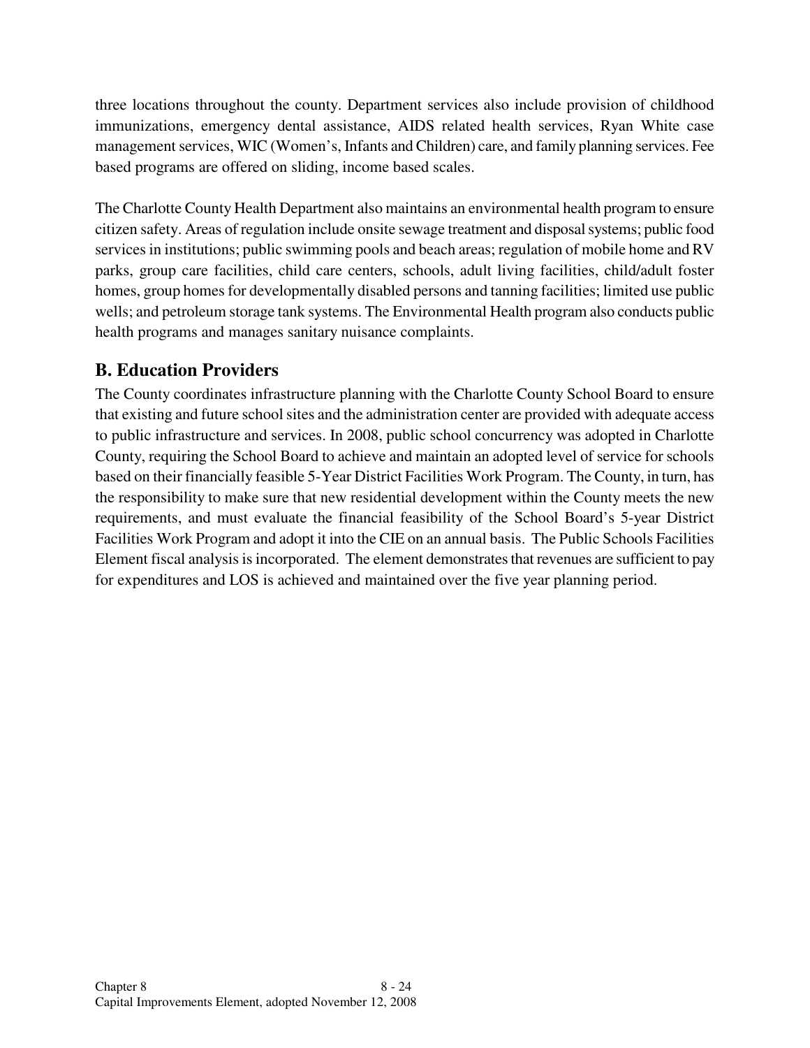three locations throughout the county. Department services also include provision of childhood immunizations, emergency dental assistance, AIDS related health services, Ryan White case management services, WIC (Women's, Infants and Children) care, and family planning services. Fee based programs are offered on sliding, income based scales.

The Charlotte County Health Department also maintains an environmental health program to ensure citizen safety. Areas of regulation include onsite sewage treatment and disposal systems; public food services in institutions; public swimming pools and beach areas; regulation of mobile home and RV parks, group care facilities, child care centers, schools, adult living facilities, child/adult foster homes, group homes for developmentally disabled persons and tanning facilities; limited use public wells; and petroleum storage tank systems. The Environmental Health program also conducts public health programs and manages sanitary nuisance complaints.

## B. Education Providers

The County coordinates infrastructure planning with the Charlotte County School Board to ensure that existing and future school sites and the administration center are provided with adequate access to public infrastructure and services. In 2008, public school concurrency was adopted in Charlotte County, requiring the School Board to achieve and maintain an adopted level of service for schools based on their financially feasible 5-Year District Facilities Work Program. The County, in turn, has the responsibility to make sure that new residential development within the County meets the new requirements, and must evaluate the financial feasibility of the School Board's 5-year District Facilities Work Program and adopt it into the CIE on an annual basis. The Public Schools Facilities Element fiscal analysis is incorporated. The element demonstrates that revenues are sufficient to pay for expenditures and LOS is achieved and maintained over the five year planning period.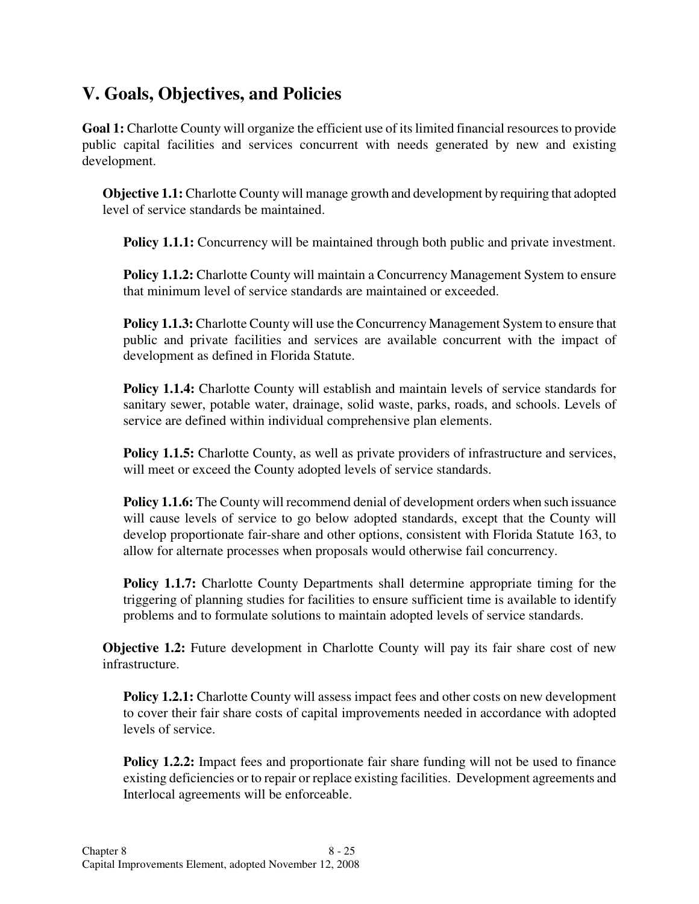## V. Goals, Objectives, and Policies

**Goal 1:** Charlotte County will organize the efficient use of its limited financial resources to provide public capital facilities and services concurrent with needs generated by new and existing development.

**Objective 1.1:** Charlotte County will manage growth and development by requiring that adopted level of service standards be maintained.

**Policy 1.1.1:** Concurrency will be maintained through both public and private investment.

**Policy 1.1.2:** Charlotte County will maintain a Concurrency Management System to ensure that minimum level of service standards are maintained or exceeded.

**Policy 1.1.3:** Charlotte County will use the Concurrency Management System to ensure that public and private facilities and services are available concurrent with the impact of development as defined in Florida Statute.

**Policy 1.1.4:** Charlotte County will establish and maintain levels of service standards for sanitary sewer, potable water, drainage, solid waste, parks, roads, and schools. Levels of service are defined within individual comprehensive plan elements.

**Policy 1.1.5:** Charlotte County, as well as private providers of infrastructure and services, will meet or exceed the County adopted levels of service standards.

**Policy 1.1.6:** The County will recommend denial of development orders when such issuance will cause levels of service to go below adopted standards, except that the County will develop proportionate fair-share and other options, consistent with Florida Statute 163, to allow for alternate processes when proposals would otherwise fail concurrency.

**Policy 1.1.7:** Charlotte County Departments shall determine appropriate timing for the triggering of planning studies for facilities to ensure sufficient time is available to identify problems and to formulate solutions to maintain adopted levels of service standards.

**Objective 1.2:** Future development in Charlotte County will pay its fair share cost of new infrastructure.

**Policy 1.2.1:** Charlotte County will assess impact fees and other costs on new development to cover their fair share costs of capital improvements needed in accordance with adopted levels of service.

**Policy 1.2.2:** Impact fees and proportionate fair share funding will not be used to finance existing deficiencies or to repair or replace existing facilities. Development agreements and Interlocal agreements will be enforceable.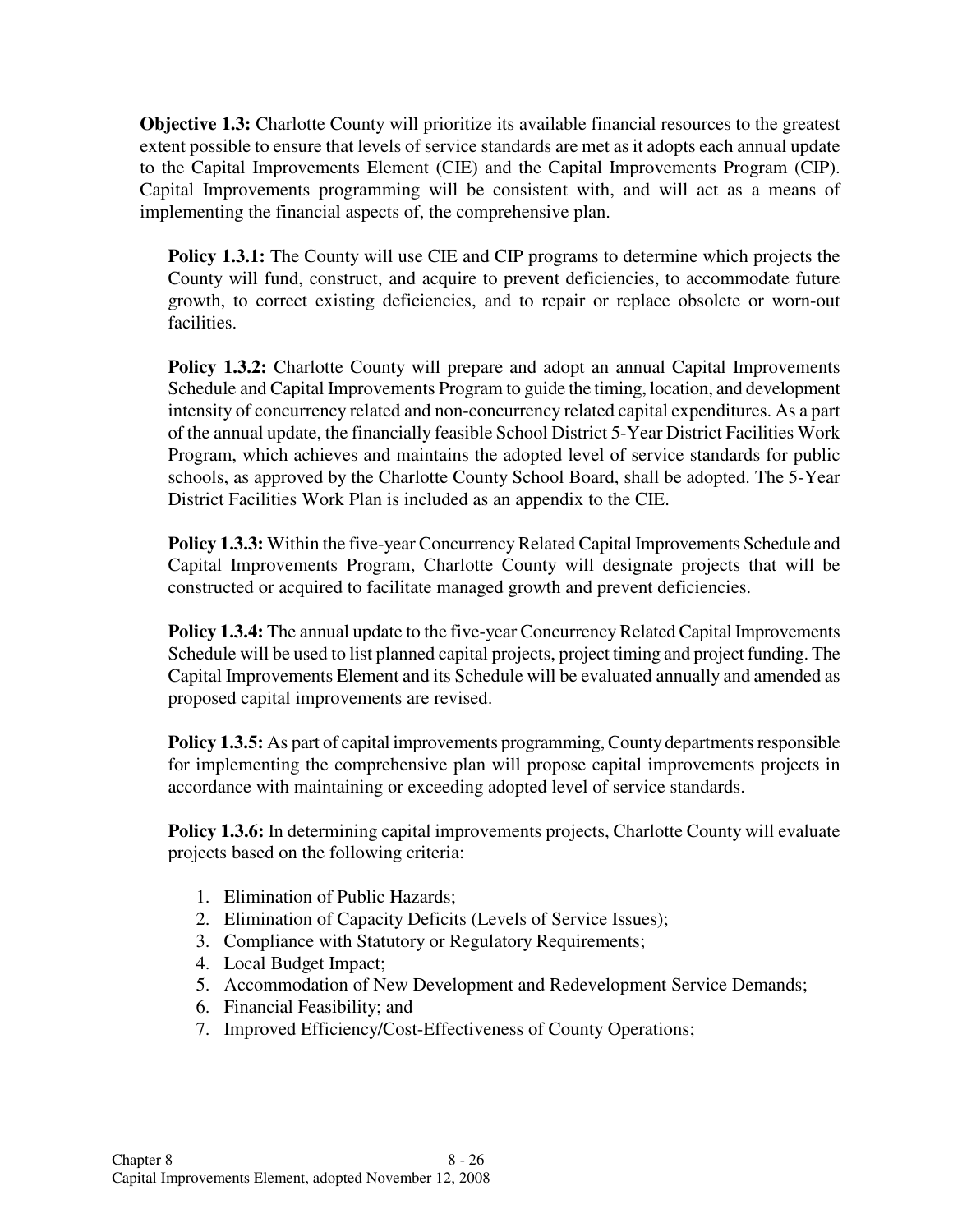**Objective 1.3:** Charlotte County will prioritize its available financial resources to the greatest extent possible to ensure that levels of service standards are met as it adopts each annual update to the Capital Improvements Element (CIE) and the Capital Improvements Program (CIP). Capital Improvements programming will be consistent with, and will act as a means of implementing the financial aspects of, the comprehensive plan.

**Policy 1.3.1:** The County will use CIE and CIP programs to determine which projects the County will fund, construct, and acquire to prevent deficiencies, to accommodate future growth, to correct existing deficiencies, and to repair or replace obsolete or worn-out facilities.

**Policy 1.3.2:** Charlotte County will prepare and adopt an annual Capital Improvements Schedule and Capital Improvements Program to guide the timing, location, and development intensity of concurrency related and non-concurrency related capital expenditures. As a part of the annual update, the financially feasible School District 5-Year District Facilities Work Program, which achieves and maintains the adopted level of service standards for public schools, as approved by the Charlotte County School Board, shall be adopted. The 5-Year District Facilities Work Plan is included as an appendix to the CIE.

**Policy 1.3.3:** Within the five-year Concurrency Related Capital Improvements Schedule and Capital Improvements Program, Charlotte County will designate projects that will be constructed or acquired to facilitate managed growth and prevent deficiencies.

**Policy 1.3.4:** The annual update to the five-year Concurrency Related Capital Improvements Schedule will be used to list planned capital projects, project timing and project funding. The Capital Improvements Element and its Schedule will be evaluated annually and amended as proposed capital improvements are revised.

**Policy 1.3.5:** As part of capital improvements programming, County departments responsible for implementing the comprehensive plan will propose capital improvements projects in accordance with maintaining or exceeding adopted level of service standards.

**Policy 1.3.6:** In determining capital improvements projects, Charlotte County will evaluate projects based on the following criteria:

1. Elimination of Public Hazards;
2. Elimination of Capacity Deficits (Levels of Service Issues);
3. Compliance with Statutory or Regulatory Requirements;
4. Local Budget Impact;
5. Accommodation of New Development and Redevelopment Service Demands;
6. Financial Feasibility; and
7. Improved Efficiency/Cost-Effectiveness of County Operations;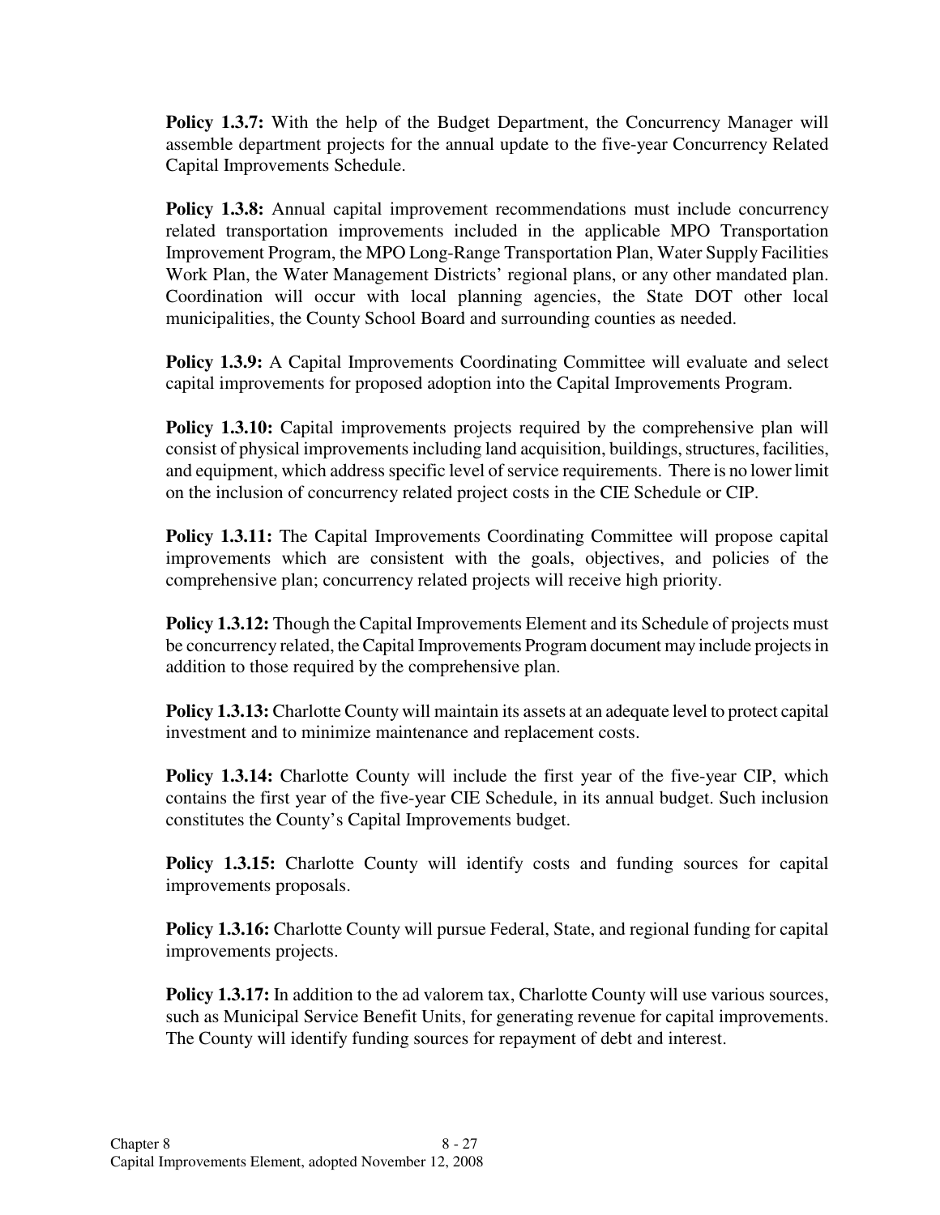**Policy 1.3.7:** With the help of the Budget Department, the Concurrency Manager will assemble department projects for the annual update to the five-year Concurrency Related Capital Improvements Schedule.

**Policy 1.3.8:** Annual capital improvement recommendations must include concurrency related transportation improvements included in the applicable MPO Transportation Improvement Program, the MPO Long-Range Transportation Plan, Water Supply Facilities Work Plan, the Water Management Districts' regional plans, or any other mandated plan. Coordination will occur with local planning agencies, the State DOT other local municipalities, the County School Board and surrounding counties as needed.

**Policy 1.3.9:** A Capital Improvements Coordinating Committee will evaluate and select capital improvements for proposed adoption into the Capital Improvements Program.

**Policy 1.3.10:** Capital improvements projects required by the comprehensive plan will consist of physical improvements including land acquisition, buildings, structures, facilities, and equipment, which address specific level of service requirements. There is no lower limit on the inclusion of concurrency related project costs in the CIE Schedule or CIP.

**Policy 1.3.11:** The Capital Improvements Coordinating Committee will propose capital improvements which are consistent with the goals, objectives, and policies of the comprehensive plan; concurrency related projects will receive high priority.

**Policy 1.3.12:** Though the Capital Improvements Element and its Schedule of projects must be concurrency related, the Capital Improvements Program document may include projects in addition to those required by the comprehensive plan.

**Policy 1.3.13:** Charlotte County will maintain its assets at an adequate level to protect capital investment and to minimize maintenance and replacement costs.

**Policy 1.3.14:** Charlotte County will include the first year of the five-year CIP, which contains the first year of the five-year CIE Schedule, in its annual budget. Such inclusion constitutes the County's Capital Improvements budget.

**Policy 1.3.15:** Charlotte County will identify costs and funding sources for capital improvements proposals.

**Policy 1.3.16:** Charlotte County will pursue Federal, State, and regional funding for capital improvements projects.

**Policy 1.3.17:** In addition to the ad valorem tax, Charlotte County will use various sources, such as Municipal Service Benefit Units, for generating revenue for capital improvements. The County will identify funding sources for repayment of debt and interest.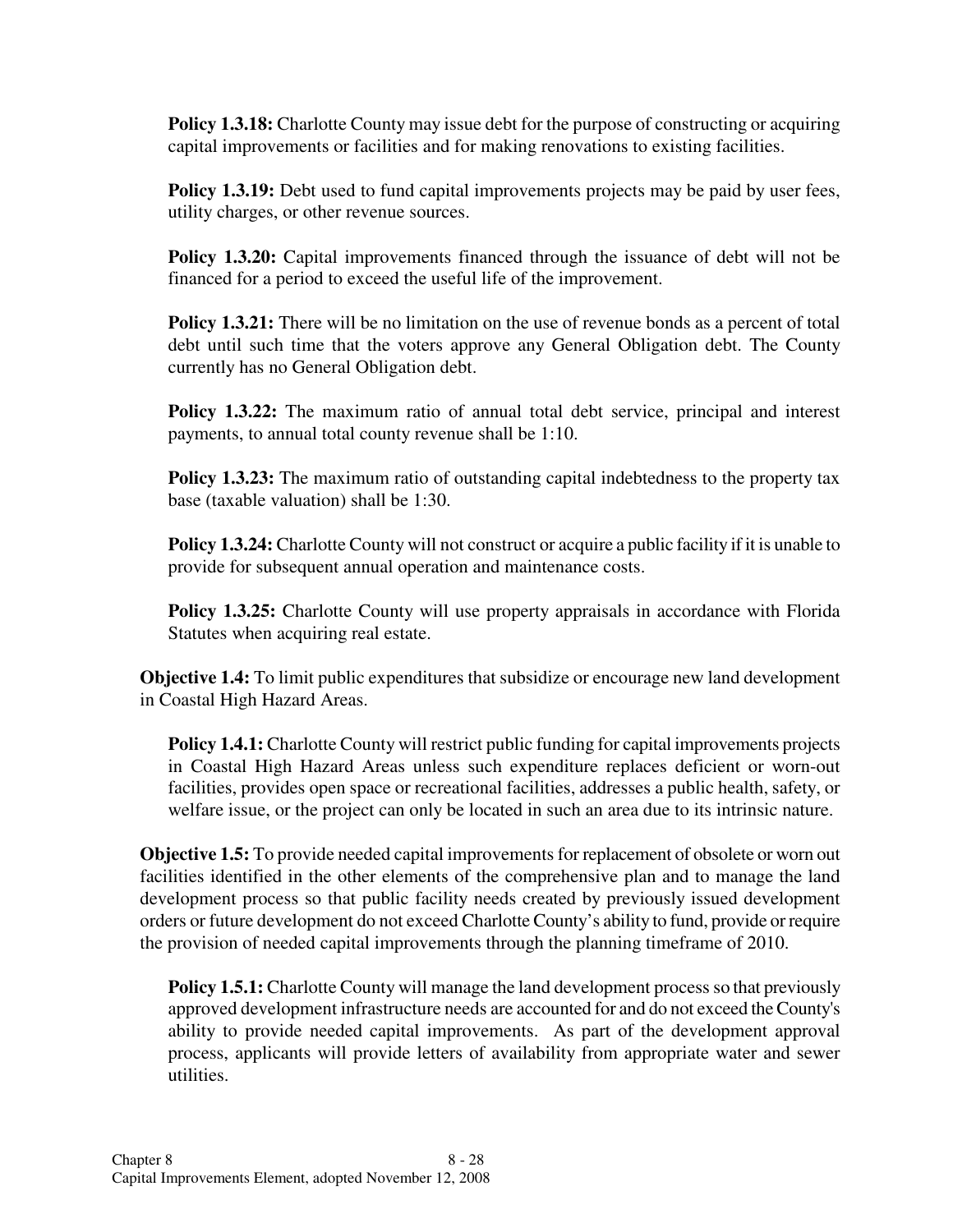**Policy 1.3.18:** Charlotte County may issue debt for the purpose of constructing or acquiring capital improvements or facilities and for making renovations to existing facilities.

**Policy 1.3.19:** Debt used to fund capital improvements projects may be paid by user fees, utility charges, or other revenue sources.

**Policy 1.3.20:** Capital improvements financed through the issuance of debt will not be financed for a period to exceed the useful life of the improvement.

**Policy 1.3.21:** There will be no limitation on the use of revenue bonds as a percent of total debt until such time that the voters approve any General Obligation debt. The County currently has no General Obligation debt.

**Policy 1.3.22:** The maximum ratio of annual total debt service, principal and interest payments, to annual total county revenue shall be 1:10.

**Policy 1.3.23:** The maximum ratio of outstanding capital indebtedness to the property tax base (taxable valuation) shall be 1:30.

**Policy 1.3.24:** Charlotte County will not construct or acquire a public facility if it is unable to provide for subsequent annual operation and maintenance costs.

**Policy 1.3.25:** Charlotte County will use property appraisals in accordance with Florida Statutes when acquiring real estate.

**Objective 1.4:** To limit public expenditures that subsidize or encourage new land development in Coastal High Hazard Areas.

**Policy 1.4.1:** Charlotte County will restrict public funding for capital improvements projects in Coastal High Hazard Areas unless such expenditure replaces deficient or worn-out facilities, provides open space or recreational facilities, addresses a public health, safety, or welfare issue, or the project can only be located in such an area due to its intrinsic nature.

**Objective 1.5:** To provide needed capital improvements for replacement of obsolete or worn out facilities identified in the other elements of the comprehensive plan and to manage the land development process so that public facility needs created by previously issued development orders or future development do not exceed Charlotte County's ability to fund, provide or require the provision of needed capital improvements through the planning timeframe of 2010.

**Policy 1.5.1:** Charlotte County will manage the land development process so that previously approved development infrastructure needs are accounted for and do not exceed the County's ability to provide needed capital improvements. As part of the development approval process, applicants will provide letters of availability from appropriate water and sewer utilities.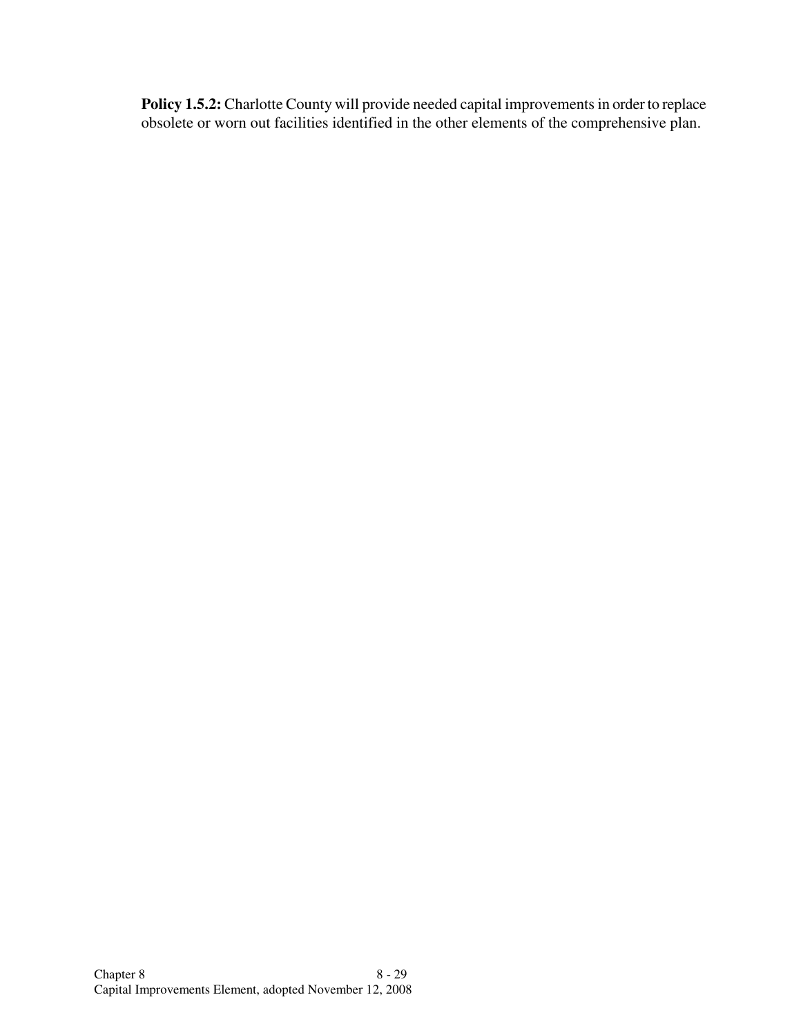**Policy 1.5.2:** Charlotte County will provide needed capital improvements in order to replace obsolete or worn out facilities identified in the other elements of the comprehensive plan.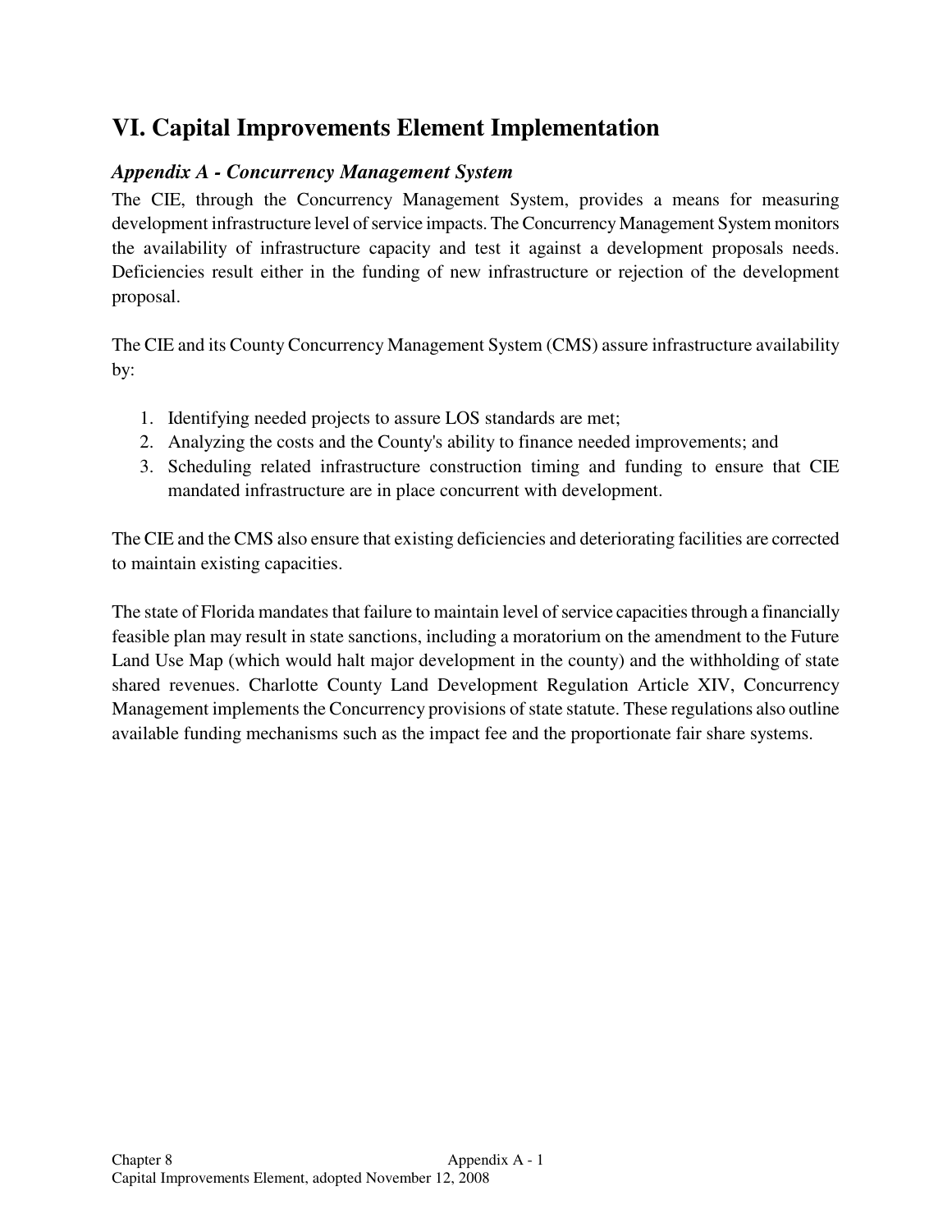# VI. Capital Improvements Element Implementation

### *Appendix A - Concurrency Management System*

The CIE, through the Concurrency Management System, provides a means for measuring development infrastructure level of service impacts. The Concurrency Management System monitors the availability of infrastructure capacity and test it against a development proposals needs. Deficiencies result either in the funding of new infrastructure or rejection of the development proposal.

The CIE and its County Concurrency Management System (CMS) assure infrastructure availability by:

1. Identifying needed projects to assure LOS standards are met;
2. Analyzing the costs and the County's ability to finance needed improvements; and
3. Scheduling related infrastructure construction timing and funding to ensure that CIE mandated infrastructure are in place concurrent with development.

The CIE and the CMS also ensure that existing deficiencies and deteriorating facilities are corrected to maintain existing capacities.

The state of Florida mandates that failure to maintain level of service capacities through a financially feasible plan may result in state sanctions, including a moratorium on the amendment to the Future Land Use Map (which would halt major development in the county) and the withholding of state shared revenues. Charlotte County Land Development Regulation Article XIV, Concurrency Management implements the Concurrency provisions of state statute. These regulations also outline available funding mechanisms such as the impact fee and the proportionate fair share systems.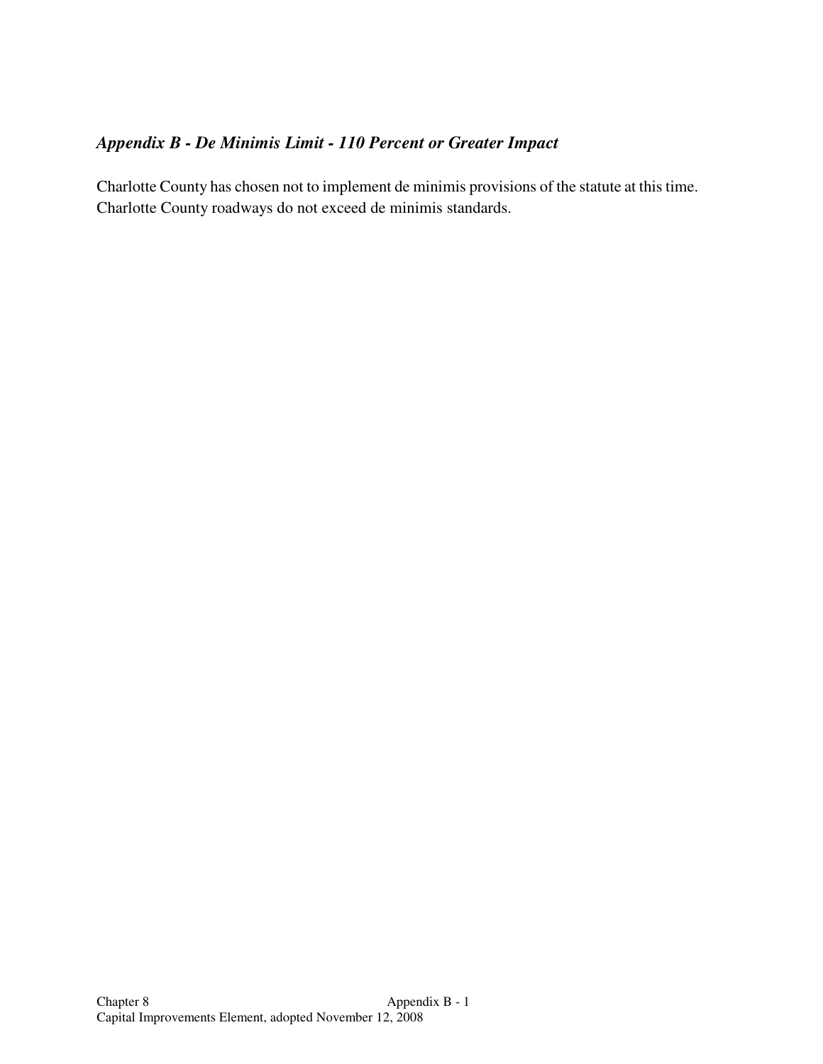### *Appendix B - De Minimis Limit - 110 Percent or Greater Impact*

Charlotte County has chosen not to implement de minimis provisions of the statute at this time. Charlotte County roadways do not exceed de minimis standards.